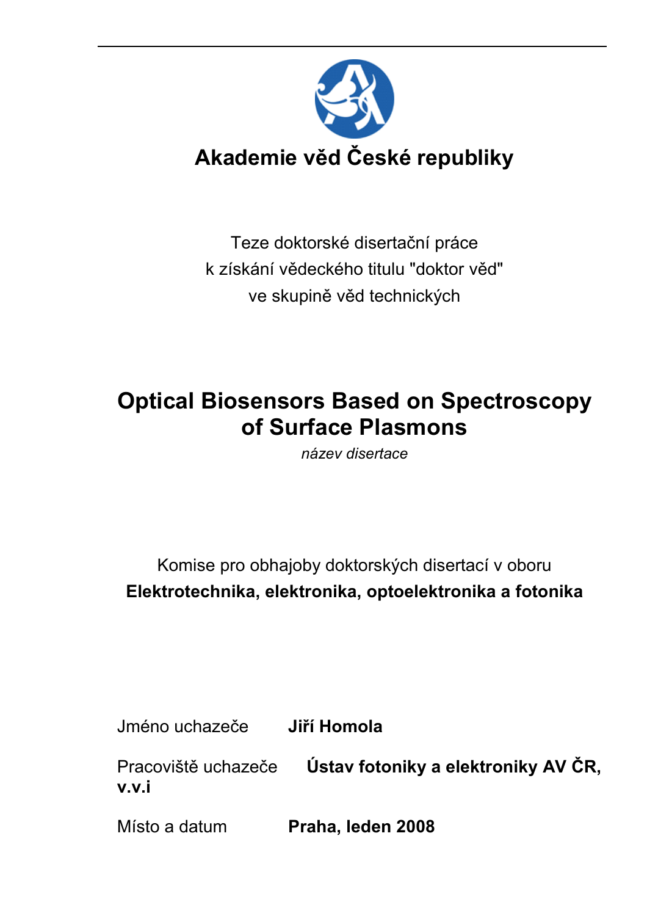# Akademie věd České republiky

Teze doktorské disertační práce
k získání vědeckého titulu "doktor věd"
ve skupině věd technických

# Optical Biosensors Based on Spectroscopy of Surface Plasmons

*název disertace*

Komise pro obhajoby doktorských disertací v oboru
**Elektrotechnika, elektronika, optoelektronika a fotonika**

Jméno uchazeče **Jiří Homola**

Pracoviště uchazeče **Ústav fotoniky a elektroniky AV ČR, v.v.i**

Místo a datum **Praha, leden 2008**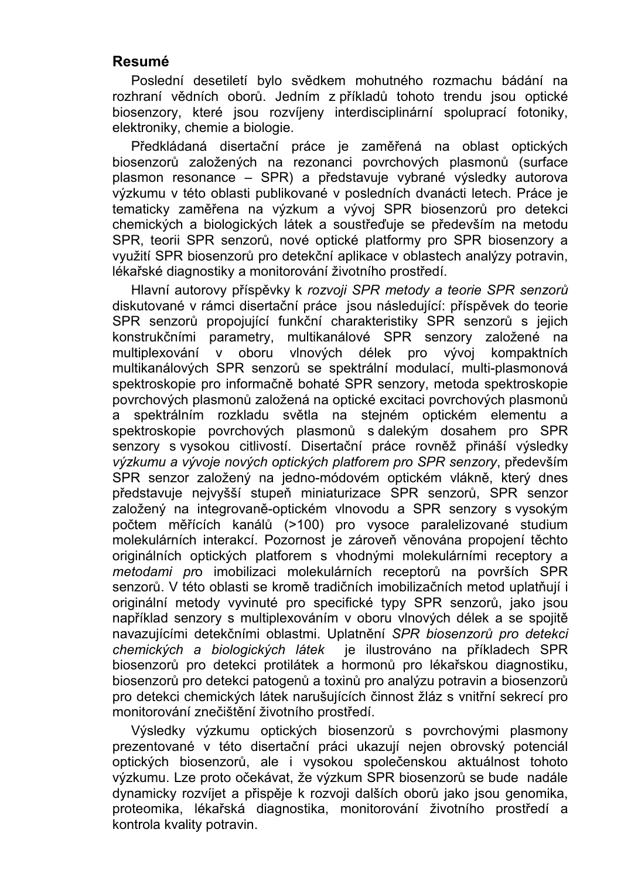## Resumé

Poslední desetiletí bylo svědkem mohutného rozmachu bádání na rozhraní vědních oborů. Jedním z příkladů tohoto trendu jsou optické biosenzory, které jsou rozvíjeny interdisciplinární spoluprací fotoniky, elektroniky, chemie a biologie.

Předkládaná disertační práce je zaměřená na oblast optických biosenzorů založených na rezonanci povrchových plasmonů (surface plasmon resonance – SPR) a představuje vybrané výsledky autorova výzkumu v této oblasti publikované v posledních dvanácti letech. Práce je tematicky zaměřena na výzkum a vývoj SPR biosenzorů pro detekci chemických a biologických látek a soustřeďuje se především na metodu SPR, teorii SPR senzorů, nové optické platformy pro SPR biosenzory a využití SPR biosenzorů pro detekční aplikace v oblastech analýzy potravin, lékařské diagnostiky a monitorování životního prostředí.

Hlavní autorovy příspěvky k *rozvoji SPR metody a teorie SPR senzorů* diskutované v rámci disertační práce jsou následující: příspěvek do teorie SPR senzorů propojující funkční charakteristiky SPR senzorů s jejich konstrukčními parametry, multikanálové SPR senzory založené na multiplexování v oboru vlnových délek pro vývoj kompaktních multikanálových SPR senzorů se spektrální modulací, multi-plasmonová spektroskopie pro informačně bohaté SPR senzory, metoda spektroskopie povrchových plasmonů založená na optické excitaci povrchových plasmonů a spektrálním rozkladu světla na stejném optickém elementu a spektroskopie povrchových plasmonů s dalekým dosahem pro SPR senzory s vysokou citlivostí. Disertační práce rovněž přináší výsledky *výzkumu a vývoje nových optických platforem pro SPR senzory*, především SPR senzor založený na jedno-módovém optickém vlákně, který dnes představuje nejvyšší stupeň miniaturizace SPR senzorů, SPR senzor založený na integrovaně-optickém vlnovodu a SPR senzory s vysokým počtem měřících kanálů (>100) pro vysoce paralelizované studium molekulárních interakcí. Pozornost je zároveň věnována propojení těchto originálních optických platforem s vhodnými molekulárními receptory a *metodami pr*o imobilizaci molekulárních receptorů na površích SPR senzorů. V této oblasti se kromě tradičních imobilizačních metod uplatňují i originální metody vyvinuté pro specifické typy SPR senzorů, jako jsou například senzory s multiplexováním v oboru vlnových délek a se spojitě navazujícími detekčními oblastmi. Uplatnění *SPR biosenzorů pro detekci chemických a biologických látek* je ilustrováno na příkladech SPR biosenzorů pro detekci protilátek a hormonů pro lékařskou diagnostiku, biosenzorů pro detekci patogenů a toxinů pro analýzu potravin a biosenzorů pro detekci chemických látek narušujících činnost žláz s vnitřní sekrecí pro monitorování znečištění životního prostředí.

Výsledky výzkumu optických biosenzorů s povrchovými plasmony prezentované v této disertační práci ukazují nejen obrovský potenciál optických biosenzorů, ale i vysokou společenskou aktuálnost tohoto výzkumu. Lze proto očekávat, že výzkum SPR biosenzorů se bude nadále dynamicky rozvíjet a přispěje k rozvoji dalších oborů jako jsou genomika, proteomika, lékařská diagnostika, monitorování životního prostředí a kontrola kvality potravin.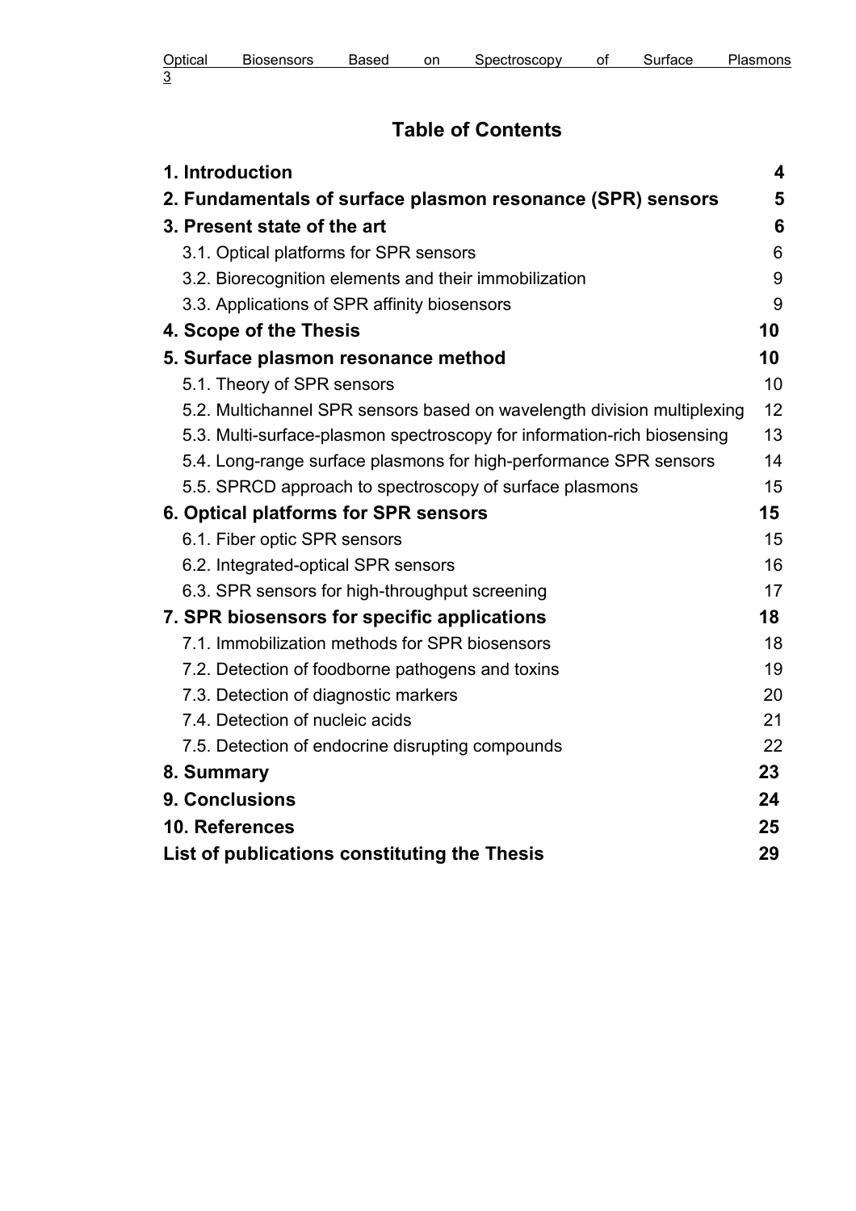# Table of Contents

| | |
|---|---|
| **1. Introduction** | **4** |
| **2. Fundamentals of surface plasmon resonance (SPR) sensors** | **5** |
| **3. Present state of the art** | **6** |
| 3.1. Optical platforms for SPR sensors | 6 |
| 3.2. Biorecognition elements and their immobilization | 9 |
| 3.3. Applications of SPR affinity biosensors | 9 |
| **4. Scope of the Thesis** | **10** |
| **5. Surface plasmon resonance method** | **10** |
| 5.1. Theory of SPR sensors | 10 |
| 5.2. Multichannel SPR sensors based on wavelength division multiplexing | 12 |
| 5.3. Multi-surface-plasmon spectroscopy for information-rich biosensing | 13 |
| 5.4. Long-range surface plasmons for high-performance SPR sensors | 14 |
| 5.5. SPRCD approach to spectroscopy of surface plasmons | 15 |
| **6. Optical platforms for SPR sensors** | **15** |
| 6.1. Fiber optic SPR sensors | 15 |
| 6.2. Integrated-optical SPR sensors | 16 |
| 6.3. SPR sensors for high-throughput screening | 17 |
| **7. SPR biosensors for specific applications** | **18** |
| 7.1. Immobilization methods for SPR biosensors | 18 |
| 7.2. Detection of foodborne pathogens and toxins | 19 |
| 7.3. Detection of diagnostic markers | 20 |
| 7.4. Detection of nucleic acids | 21 |
| 7.5. Detection of endocrine disrupting compounds | 22 |
| **8. Summary** | **23** |
| **9. Conclusions** | **24** |
| **10. References** | **25** |
| **List of publications constituting the Thesis** | **29** |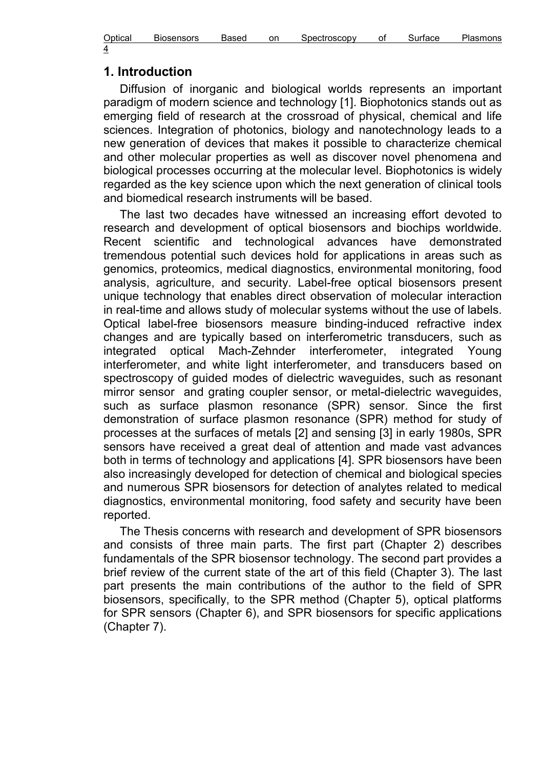# 1. Introduction

Diffusion of inorganic and biological worlds represents an important paradigm of modern science and technology [1]. Biophotonics stands out as emerging field of research at the crossroad of physical, chemical and life sciences. Integration of photonics, biology and nanotechnology leads to a new generation of devices that makes it possible to characterize chemical and other molecular properties as well as discover novel phenomena and biological processes occurring at the molecular level. Biophotonics is widely regarded as the key science upon which the next generation of clinical tools and biomedical research instruments will be based.

The last two decades have witnessed an increasing effort devoted to research and development of optical biosensors and biochips worldwide. Recent scientific and technological advances have demonstrated tremendous potential such devices hold for applications in areas such as genomics, proteomics, medical diagnostics, environmental monitoring, food analysis, agriculture, and security. Label-free optical biosensors present unique technology that enables direct observation of molecular interaction in real-time and allows study of molecular systems without the use of labels. Optical label-free biosensors measure binding-induced refractive index changes and are typically based on interferometric transducers, such as integrated optical Mach-Zehnder interferometer, integrated Young interferometer, and white light interferometer, and transducers based on spectroscopy of guided modes of dielectric waveguides, such as resonant mirror sensor and grating coupler sensor, or metal-dielectric waveguides, such as surface plasmon resonance (SPR) sensor. Since the first demonstration of surface plasmon resonance (SPR) method for study of processes at the surfaces of metals [2] and sensing [3] in early 1980s, SPR sensors have received a great deal of attention and made vast advances both in terms of technology and applications [4]. SPR biosensors have been also increasingly developed for detection of chemical and biological species and numerous SPR biosensors for detection of analytes related to medical diagnostics, environmental monitoring, food safety and security have been reported.

The Thesis concerns with research and development of SPR biosensors and consists of three main parts. The first part (Chapter 2) describes fundamentals of the SPR biosensor technology. The second part provides a brief review of the current state of the art of this field (Chapter 3). The last part presents the main contributions of the author to the field of SPR biosensors, specifically, to the SPR method (Chapter 5), optical platforms for SPR sensors (Chapter 6), and SPR biosensors for specific applications (Chapter 7).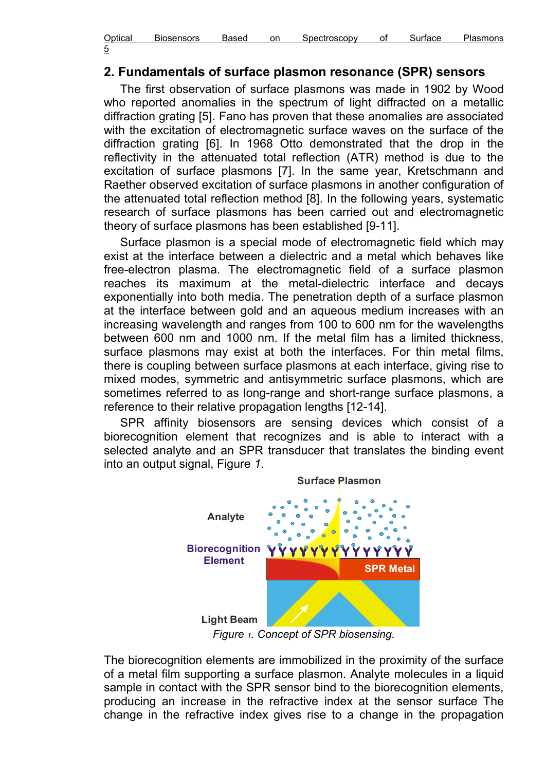## 2. Fundamentals of surface plasmon resonance (SPR) sensors

The first observation of surface plasmons was made in 1902 by Wood who reported anomalies in the spectrum of light diffracted on a metallic diffraction grating [5]. Fano has proven that these anomalies are associated with the excitation of electromagnetic surface waves on the surface of the diffraction grating [6]. In 1968 Otto demonstrated that the drop in the reflectivity in the attenuated total reflection (ATR) method is due to the excitation of surface plasmons [7]. In the same year, Kretschmann and Raether observed excitation of surface plasmons in another configuration of the attenuated total reflection method [8]. In the following years, systematic research of surface plasmons has been carried out and electromagnetic theory of surface plasmons has been established [9-11].

Surface plasmon is a special mode of electromagnetic field which may exist at the interface between a dielectric and a metal which behaves like free-electron plasma. The electromagnetic field of a surface plasmon reaches its maximum at the metal-dielectric interface and decays exponentially into both media. The penetration depth of a surface plasmon at the interface between gold and an aqueous medium increases with an increasing wavelength and ranges from 100 to 600 nm for the wavelengths between 600 nm and 1000 nm. If the metal film has a limited thickness, surface plasmons may exist at both the interfaces. For thin metal films, there is coupling between surface plasmons at each interface, giving rise to mixed modes, symmetric and antisymmetric surface plasmons, which are sometimes referred to as long-range and short-range surface plasmons, a reference to their relative propagation lengths [12-14].

SPR affinity biosensors are sensing devices which consist of a biorecognition element that recognizes and is able to interact with a selected analyte and an SPR transducer that translates the binding event into an output signal, Figure *1*.

*Figure 1. Concept of SPR biosensing.*

The biorecognition elements are immobilized in the proximity of the surface of a metal film supporting a surface plasmon. Analyte molecules in a liquid sample in contact with the SPR sensor bind to the biorecognition elements, producing an increase in the refractive index at the sensor surface The change in the refractive index gives rise to a change in the propagation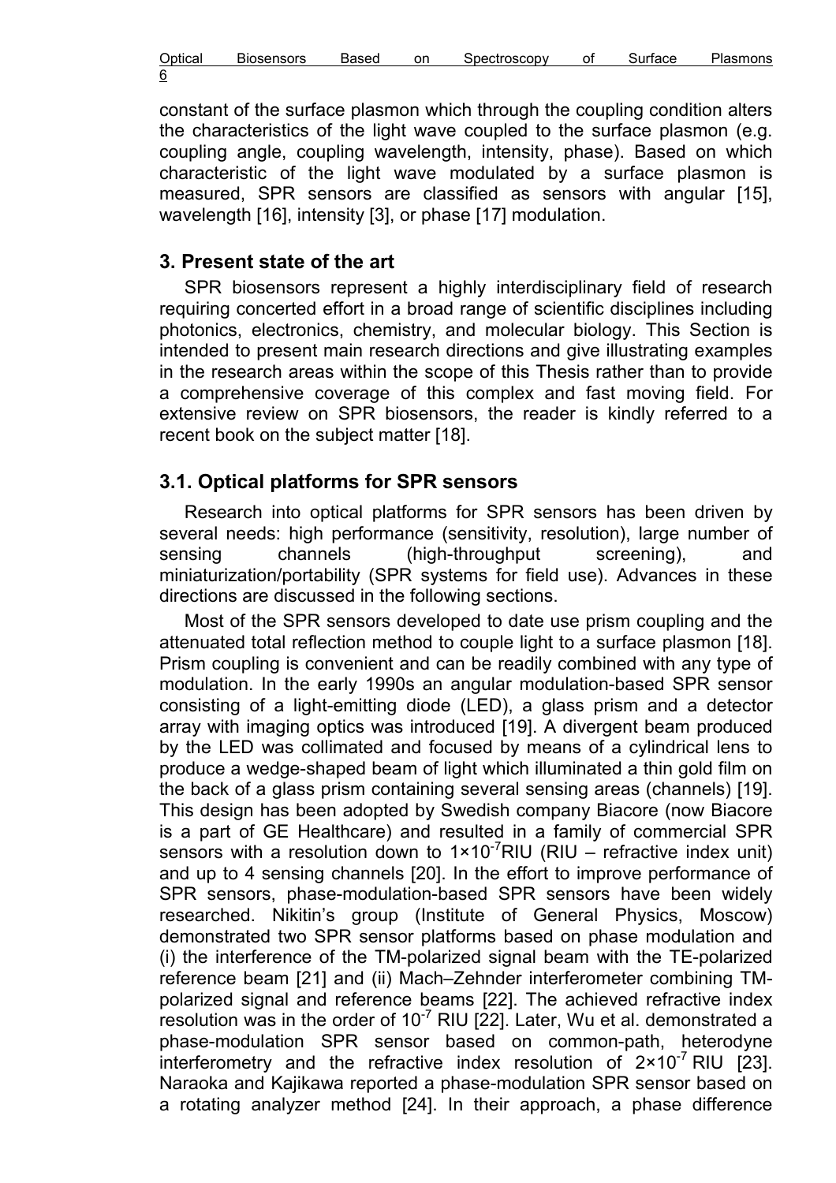constant of the surface plasmon which through the coupling condition alters the characteristics of the light wave coupled to the surface plasmon (e.g. coupling angle, coupling wavelength, intensity, phase). Based on which characteristic of the light wave modulated by a surface plasmon is measured, SPR sensors are classified as sensors with angular [15], wavelength [16], intensity [3], or phase [17] modulation.

## 3. Present state of the art

SPR biosensors represent a highly interdisciplinary field of research requiring concerted effort in a broad range of scientific disciplines including photonics, electronics, chemistry, and molecular biology. This Section is intended to present main research directions and give illustrating examples in the research areas within the scope of this Thesis rather than to provide a comprehensive coverage of this complex and fast moving field. For extensive review on SPR biosensors, the reader is kindly referred to a recent book on the subject matter [18].

### 3.1. Optical platforms for SPR sensors

Research into optical platforms for SPR sensors has been driven by several needs: high performance (sensitivity, resolution), large number of sensing channels (high-throughput screening), and miniaturization/portability (SPR systems for field use). Advances in these directions are discussed in the following sections.

Most of the SPR sensors developed to date use prism coupling and the attenuated total reflection method to couple light to a surface plasmon [18]. Prism coupling is convenient and can be readily combined with any type of modulation. In the early 1990s an angular modulation-based SPR sensor consisting of a light-emitting diode (LED), a glass prism and a detector array with imaging optics was introduced [19]. A divergent beam produced by the LED was collimated and focused by means of a cylindrical lens to produce a wedge-shaped beam of light which illuminated a thin gold film on the back of a glass prism containing several sensing areas (channels) [19]. This design has been adopted by Swedish company Biacore (now Biacore is a part of GE Healthcare) and resulted in a family of commercial SPR sensors with a resolution down to $1\times10^{-7}$RIU (RIU – refractive index unit) and up to 4 sensing channels [20]. In the effort to improve performance of SPR sensors, phase-modulation-based SPR sensors have been widely researched. Nikitin's group (Institute of General Physics, Moscow) demonstrated two SPR sensor platforms based on phase modulation and (i) the interference of the TM-polarized signal beam with the TE-polarized reference beam [21] and (ii) Mach–Zehnder interferometer combining TM-polarized signal and reference beams [22]. The achieved refractive index resolution was in the order of $10^{-7}$ RIU [22]. Later, Wu et al. demonstrated a phase-modulation SPR sensor based on common-path, heterodyne interferometry and the refractive index resolution of $2\times10^{-7}$ RIU [23]. Naraoka and Kajikawa reported a phase-modulation SPR sensor based on a rotating analyzer method [24]. In their approach, a phase difference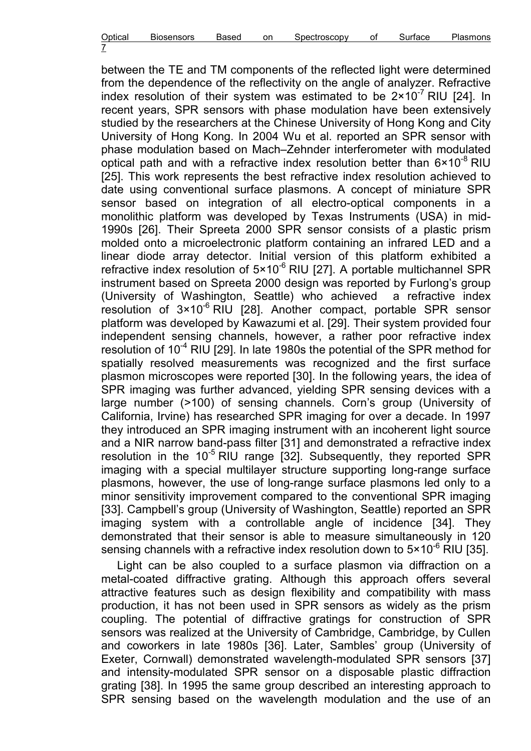between the TE and TM components of the reflected light were determined from the dependence of the reflectivity on the angle of analyzer. Refractive index resolution of their system was estimated to be $2\times10^{-7}$ RIU [24]. In recent years, SPR sensors with phase modulation have been extensively studied by the researchers at the Chinese University of Hong Kong and City University of Hong Kong. In 2004 Wu et al. reported an SPR sensor with phase modulation based on Mach–Zehnder interferometer with modulated optical path and with a refractive index resolution better than $6\times10^{-8}$ RIU [25]. This work represents the best refractive index resolution achieved to date using conventional surface plasmons. A concept of miniature SPR sensor based on integration of all electro-optical components in a monolithic platform was developed by Texas Instruments (USA) in mid-1990s [26]. Their Spreeta 2000 SPR sensor consists of a plastic prism molded onto a microelectronic platform containing an infrared LED and a linear diode array detector. Initial version of this platform exhibited a refractive index resolution of $5\times10^{-6}$ RIU [27]. A portable multichannel SPR instrument based on Spreeta 2000 design was reported by Furlong's group (University of Washington, Seattle) who achieved a refractive index resolution of $3\times10^{-6}$ RIU [28]. Another compact, portable SPR sensor platform was developed by Kawazumi et al. [29]. Their system provided four independent sensing channels, however, a rather poor refractive index resolution of $10^{-4}$ RIU [29]. In late 1980s the potential of the SPR method for spatially resolved measurements was recognized and the first surface plasmon microscopes were reported [30]. In the following years, the idea of SPR imaging was further advanced, yielding SPR sensing devices with a large number (>100) of sensing channels. Corn's group (University of California, Irvine) has researched SPR imaging for over a decade. In 1997 they introduced an SPR imaging instrument with an incoherent light source and a NIR narrow band-pass filter [31] and demonstrated a refractive index resolution in the $10^{-5}$ RIU range [32]. Subsequently, they reported SPR imaging with a special multilayer structure supporting long-range surface plasmons, however, the use of long-range surface plasmons led only to a minor sensitivity improvement compared to the conventional SPR imaging [33]. Campbell's group (University of Washington, Seattle) reported an SPR imaging system with a controllable angle of incidence [34]. They demonstrated that their sensor is able to measure simultaneously in 120 sensing channels with a refractive index resolution down to $5\times10^{-6}$ RIU [35].

Light can be also coupled to a surface plasmon via diffraction on a metal-coated diffractive grating. Although this approach offers several attractive features such as design flexibility and compatibility with mass production, it has not been used in SPR sensors as widely as the prism coupling. The potential of diffractive gratings for construction of SPR sensors was realized at the University of Cambridge, Cambridge, by Cullen and coworkers in late 1980s [36]. Later, Sambles' group (University of Exeter, Cornwall) demonstrated wavelength-modulated SPR sensors [37] and intensity-modulated SPR sensor on a disposable plastic diffraction grating [38]. In 1995 the same group described an interesting approach to SPR sensing based on the wavelength modulation and the use of an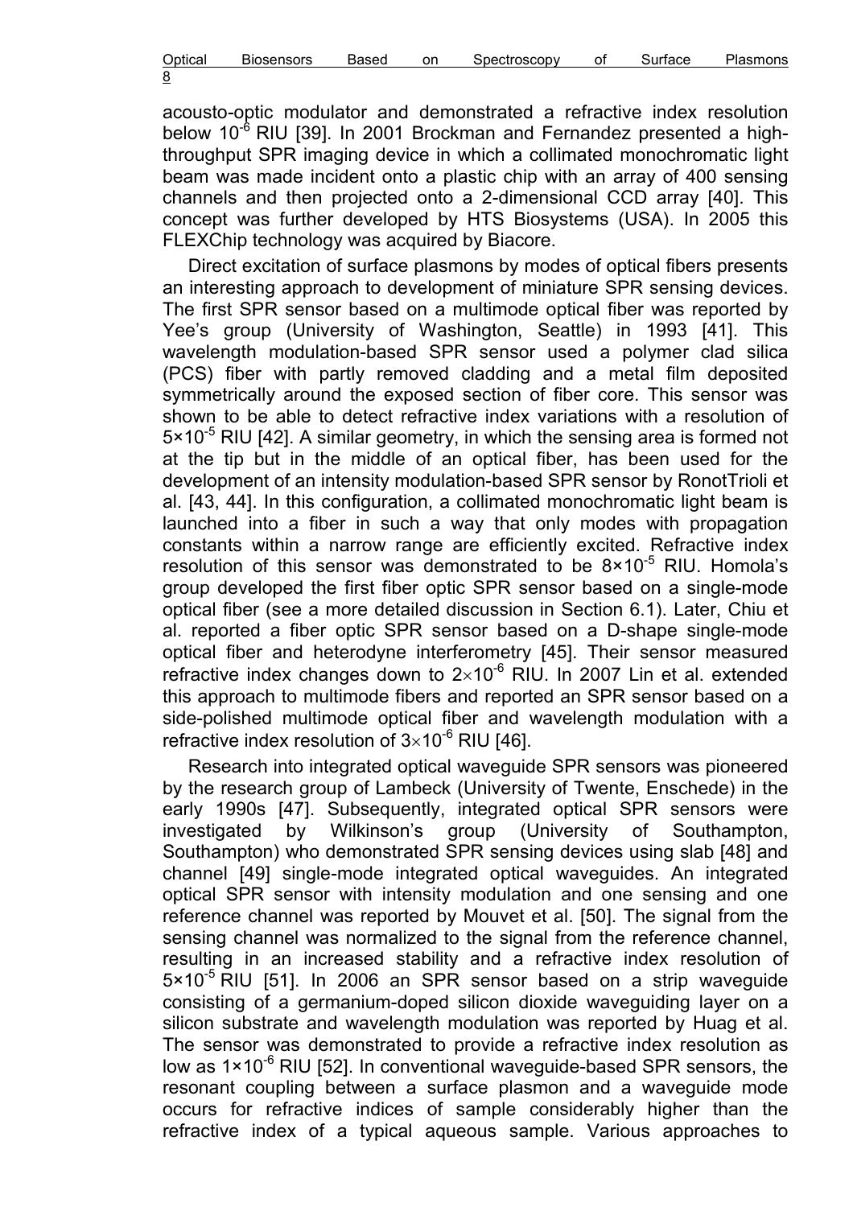acousto-optic modulator and demonstrated a refractive index resolution below $10^{-6}$ RIU [39]. In 2001 Brockman and Fernandez presented a high-throughput SPR imaging device in which a collimated monochromatic light beam was made incident onto a plastic chip with an array of 400 sensing channels and then projected onto a 2-dimensional CCD array [40]. This concept was further developed by HTS Biosystems (USA). In 2005 this FLEXChip technology was acquired by Biacore.

Direct excitation of surface plasmons by modes of optical fibers presents an interesting approach to development of miniature SPR sensing devices. The first SPR sensor based on a multimode optical fiber was reported by Yee's group (University of Washington, Seattle) in 1993 [41]. This wavelength modulation-based SPR sensor used a polymer clad silica (PCS) fiber with partly removed cladding and a metal film deposited symmetrically around the exposed section of fiber core. This sensor was shown to be able to detect refractive index variations with a resolution of $5 \times 10^{-5}$ RIU [42]. A similar geometry, in which the sensing area is formed not at the tip but in the middle of an optical fiber, has been used for the development of an intensity modulation-based SPR sensor by RonotTrioli et al. [43, 44]. In this configuration, a collimated monochromatic light beam is launched into a fiber in such a way that only modes with propagation constants within a narrow range are efficiently excited. Refractive index resolution of this sensor was demonstrated to be $8 \times 10^{-5}$ RIU. Homola's group developed the first fiber optic SPR sensor based on a single-mode optical fiber (see a more detailed discussion in Section 6.1). Later, Chiu et al. reported a fiber optic SPR sensor based on a D-shape single-mode optical fiber and heterodyne interferometry [45]. Their sensor measured refractive index changes down to $2 \times 10^{-6}$ RIU. In 2007 Lin et al. extended this approach to multimode fibers and reported an SPR sensor based on a side-polished multimode optical fiber and wavelength modulation with a refractive index resolution of $3 \times 10^{-6}$ RIU [46].

Research into integrated optical waveguide SPR sensors was pioneered by the research group of Lambeck (University of Twente, Enschede) in the early 1990s [47]. Subsequently, integrated optical SPR sensors were investigated by Wilkinson's group (University of Southampton, Southampton) who demonstrated SPR sensing devices using slab [48] and channel [49] single-mode integrated optical waveguides. An integrated optical SPR sensor with intensity modulation and one sensing and one reference channel was reported by Mouvet et al. [50]. The signal from the sensing channel was normalized to the signal from the reference channel, resulting in an increased stability and a refractive index resolution of $5 \times 10^{-5}$ RIU [51]. In 2006 an SPR sensor based on a strip waveguide consisting of a germanium-doped silicon dioxide waveguiding layer on a silicon substrate and wavelength modulation was reported by Huag et al. The sensor was demonstrated to provide a refractive index resolution as low as $1 \times 10^{-6}$ RIU [52]. In conventional waveguide-based SPR sensors, the resonant coupling between a surface plasmon and a waveguide mode occurs for refractive indices of sample considerably higher than the refractive index of a typical aqueous sample. Various approaches to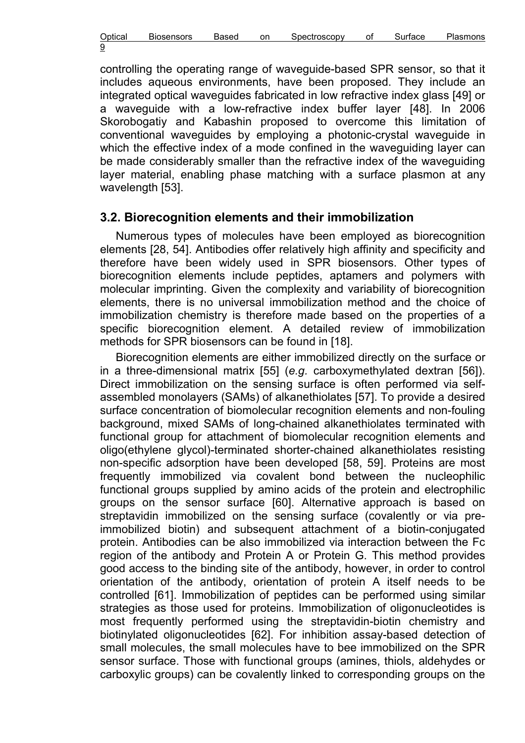controlling the operating range of waveguide-based SPR sensor, so that it includes aqueous environments, have been proposed. They include an integrated optical waveguides fabricated in low refractive index glass [49] or a waveguide with a low-refractive index buffer layer [48]. In 2006 Skorobogatiy and Kabashin proposed to overcome this limitation of conventional waveguides by employing a photonic-crystal waveguide in which the effective index of a mode confined in the waveguiding layer can be made considerably smaller than the refractive index of the waveguiding layer material, enabling phase matching with a surface plasmon at any wavelength [53].

## 3.2. Biorecognition elements and their immobilization

Numerous types of molecules have been employed as biorecognition elements [28, 54]. Antibodies offer relatively high affinity and specificity and therefore have been widely used in SPR biosensors. Other types of biorecognition elements include peptides, aptamers and polymers with molecular imprinting. Given the complexity and variability of biorecognition elements, there is no universal immobilization method and the choice of immobilization chemistry is therefore made based on the properties of a specific biorecognition element. A detailed review of immobilization methods for SPR biosensors can be found in [18].

Biorecognition elements are either immobilized directly on the surface or in a three-dimensional matrix [55] (*e.g.* carboxymethylated dextran [56]). Direct immobilization on the sensing surface is often performed via self-assembled monolayers (SAMs) of alkanethiolates [57]. To provide a desired surface concentration of biomolecular recognition elements and non-fouling background, mixed SAMs of long-chained alkanethiolates terminated with functional group for attachment of biomolecular recognition elements and oligo(ethylene glycol)-terminated shorter-chained alkanethiolates resisting non-specific adsorption have been developed [58, 59]. Proteins are most frequently immobilized via covalent bond between the nucleophilic functional groups supplied by amino acids of the protein and electrophilic groups on the sensor surface [60]. Alternative approach is based on streptavidin immobilized on the sensing surface (covalently or via pre-immobilized biotin) and subsequent attachment of a biotin-conjugated protein. Antibodies can be also immobilized via interaction between the Fc region of the antibody and Protein A or Protein G. This method provides good access to the binding site of the antibody, however, in order to control orientation of the antibody, orientation of protein A itself needs to be controlled [61]. Immobilization of peptides can be performed using similar strategies as those used for proteins. Immobilization of oligonucleotides is most frequently performed using the streptavidin-biotin chemistry and biotinylated oligonucleotides [62]. For inhibition assay-based detection of small molecules, the small molecules have to bee immobilized on the SPR sensor surface. Those with functional groups (amines, thiols, aldehydes or carboxylic groups) can be covalently linked to corresponding groups on the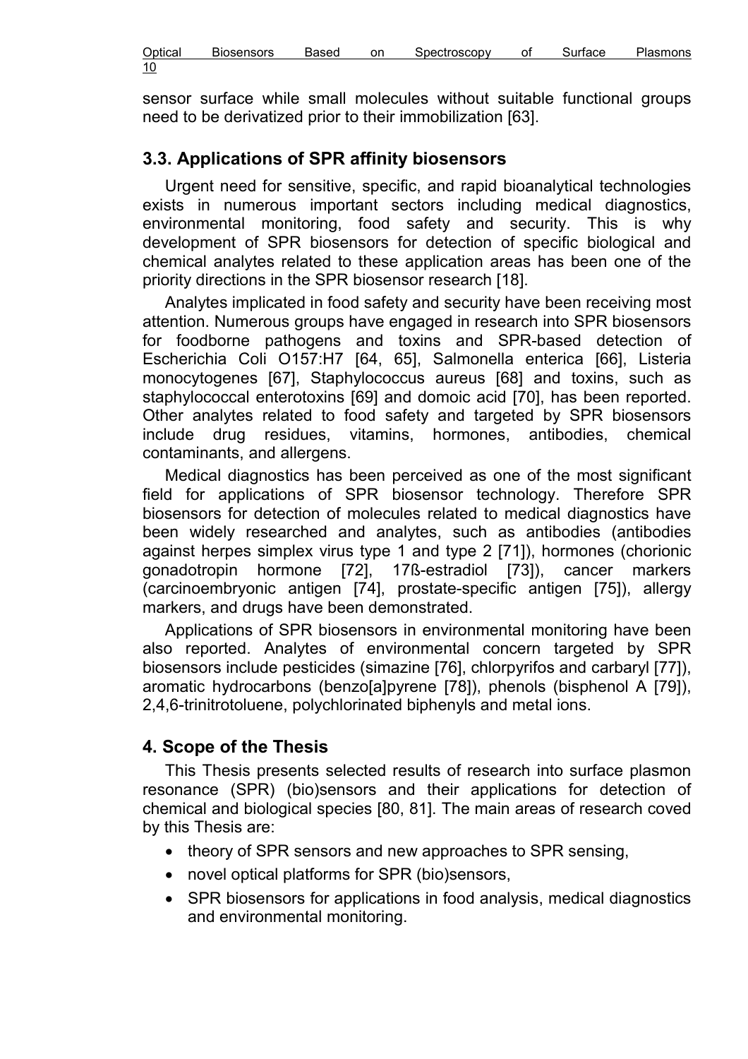sensor surface while small molecules without suitable functional groups need to be derivatized prior to their immobilization [63].

## 3.3. Applications of SPR affinity biosensors

Urgent need for sensitive, specific, and rapid bioanalytical technologies exists in numerous important sectors including medical diagnostics, environmental monitoring, food safety and security. This is why development of SPR biosensors for detection of specific biological and chemical analytes related to these application areas has been one of the priority directions in the SPR biosensor research [18].

Analytes implicated in food safety and security have been receiving most attention. Numerous groups have engaged in research into SPR biosensors for foodborne pathogens and toxins and SPR-based detection of Escherichia Coli O157:H7 [64, 65], Salmonella enterica [66], Listeria monocytogenes [67], Staphylococcus aureus [68] and toxins, such as staphylococcal enterotoxins [69] and domoic acid [70], has been reported. Other analytes related to food safety and targeted by SPR biosensors include drug residues, vitamins, hormones, antibodies, chemical contaminants, and allergens.

Medical diagnostics has been perceived as one of the most significant field for applications of SPR biosensor technology. Therefore SPR biosensors for detection of molecules related to medical diagnostics have been widely researched and analytes, such as antibodies (antibodies against herpes simplex virus type 1 and type 2 [71]), hormones (chorionic gonadotropin hormone [72], 17ß-estradiol [73]), cancer markers (carcinoembryonic antigen [74], prostate-specific antigen [75]), allergy markers, and drugs have been demonstrated.

Applications of SPR biosensors in environmental monitoring have been also reported. Analytes of environmental concern targeted by SPR biosensors include pesticides (simazine [76], chlorpyrifos and carbaryl [77]), aromatic hydrocarbons (benzo[a]pyrene [78]), phenols (bisphenol A [79]), 2,4,6-trinitrotoluene, polychlorinated biphenyls and metal ions.

## 4. Scope of the Thesis

This Thesis presents selected results of research into surface plasmon resonance (SPR) (bio)sensors and their applications for detection of chemical and biological species [80, 81]. The main areas of research coved by this Thesis are:

- theory of SPR sensors and new approaches to SPR sensing,
- novel optical platforms for SPR (bio)sensors,
- SPR biosensors for applications in food analysis, medical diagnostics and environmental monitoring.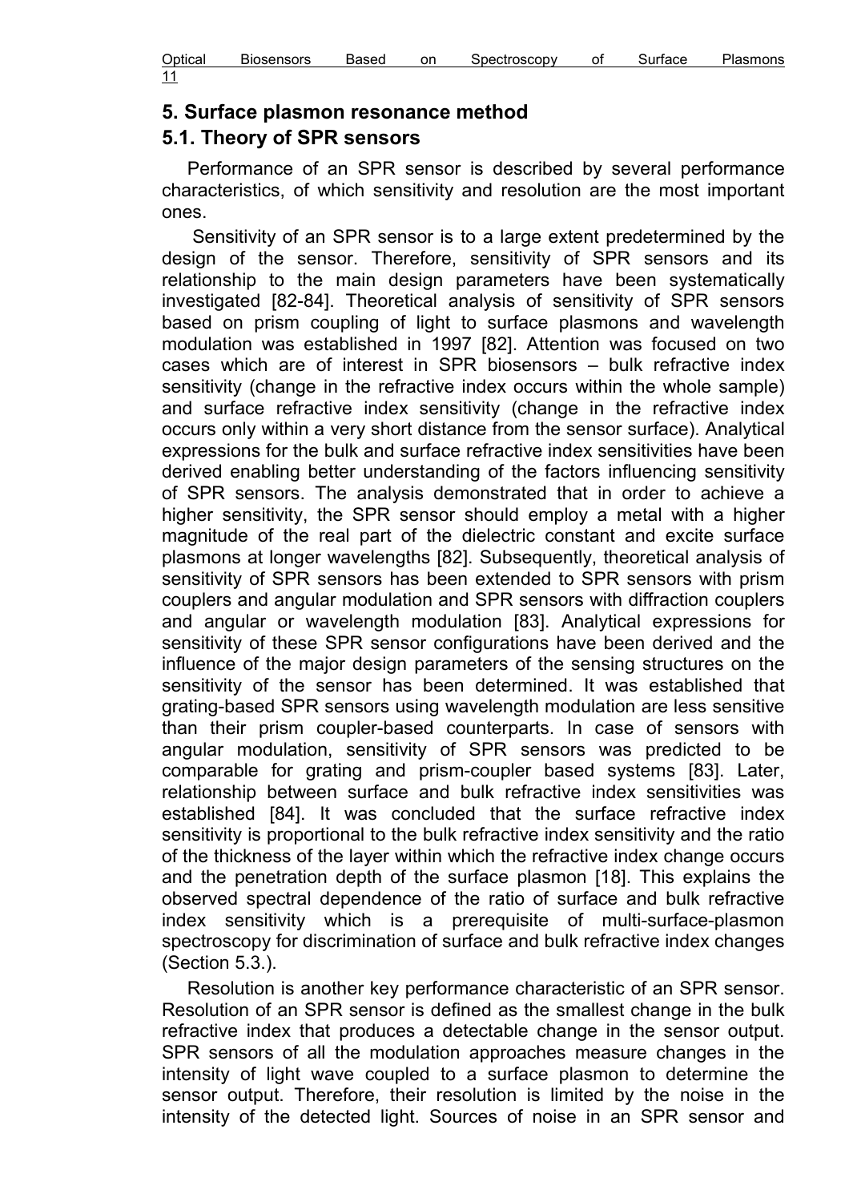## 5. Surface plasmon resonance method

### 5.1. Theory of SPR sensors

Performance of an SPR sensor is described by several performance characteristics, of which sensitivity and resolution are the most important ones.

Sensitivity of an SPR sensor is to a large extent predetermined by the design of the sensor. Therefore, sensitivity of SPR sensors and its relationship to the main design parameters have been systematically investigated [82-84]. Theoretical analysis of sensitivity of SPR sensors based on prism coupling of light to surface plasmons and wavelength modulation was established in 1997 [82]. Attention was focused on two cases which are of interest in SPR biosensors – bulk refractive index sensitivity (change in the refractive index occurs within the whole sample) and surface refractive index sensitivity (change in the refractive index occurs only within a very short distance from the sensor surface). Analytical expressions for the bulk and surface refractive index sensitivities have been derived enabling better understanding of the factors influencing sensitivity of SPR sensors. The analysis demonstrated that in order to achieve a higher sensitivity, the SPR sensor should employ a metal with a higher magnitude of the real part of the dielectric constant and excite surface plasmons at longer wavelengths [82]. Subsequently, theoretical analysis of sensitivity of SPR sensors has been extended to SPR sensors with prism couplers and angular modulation and SPR sensors with diffraction couplers and angular or wavelength modulation [83]. Analytical expressions for sensitivity of these SPR sensor configurations have been derived and the influence of the major design parameters of the sensing structures on the sensitivity of the sensor has been determined. It was established that grating-based SPR sensors using wavelength modulation are less sensitive than their prism coupler-based counterparts. In case of sensors with angular modulation, sensitivity of SPR sensors was predicted to be comparable for grating and prism-coupler based systems [83]. Later, relationship between surface and bulk refractive index sensitivities was established [84]. It was concluded that the surface refractive index sensitivity is proportional to the bulk refractive index sensitivity and the ratio of the thickness of the layer within which the refractive index change occurs and the penetration depth of the surface plasmon [18]. This explains the observed spectral dependence of the ratio of surface and bulk refractive index sensitivity which is a prerequisite of multi-surface-plasmon spectroscopy for discrimination of surface and bulk refractive index changes (Section 5.3.).

Resolution is another key performance characteristic of an SPR sensor. Resolution of an SPR sensor is defined as the smallest change in the bulk refractive index that produces a detectable change in the sensor output. SPR sensors of all the modulation approaches measure changes in the intensity of light wave coupled to a surface plasmon to determine the sensor output. Therefore, their resolution is limited by the noise in the intensity of the detected light. Sources of noise in an SPR sensor and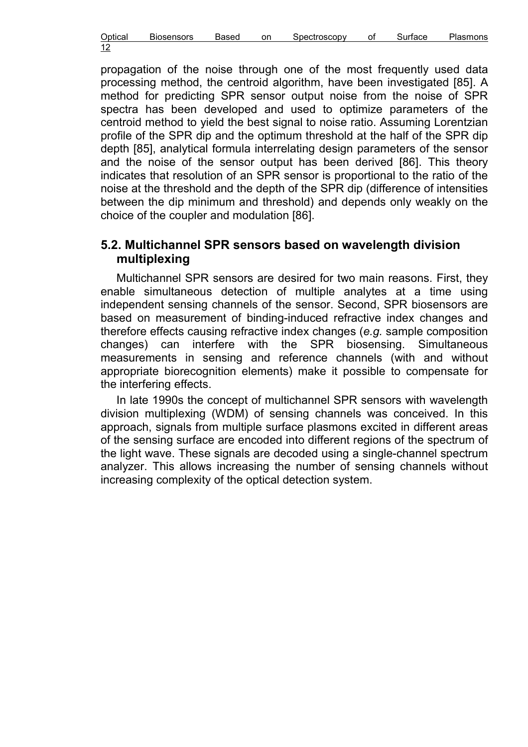propagation of the noise through one of the most frequently used data processing method, the centroid algorithm, have been investigated [85]. A method for predicting SPR sensor output noise from the noise of SPR spectra has been developed and used to optimize parameters of the centroid method to yield the best signal to noise ratio. Assuming Lorentzian profile of the SPR dip and the optimum threshold at the half of the SPR dip depth [85], analytical formula interrelating design parameters of the sensor and the noise of the sensor output has been derived [86]. This theory indicates that resolution of an SPR sensor is proportional to the ratio of the noise at the threshold and the depth of the SPR dip (difference of intensities between the dip minimum and threshold) and depends only weakly on the choice of the coupler and modulation [86].

## 5.2. Multichannel SPR sensors based on wavelength division multiplexing

Multichannel SPR sensors are desired for two main reasons. First, they enable simultaneous detection of multiple analytes at a time using independent sensing channels of the sensor. Second, SPR biosensors are based on measurement of binding-induced refractive index changes and therefore effects causing refractive index changes (*e.g.* sample composition changes) can interfere with the SPR biosensing. Simultaneous measurements in sensing and reference channels (with and without appropriate biorecognition elements) make it possible to compensate for the interfering effects.

In late 1990s the concept of multichannel SPR sensors with wavelength division multiplexing (WDM) of sensing channels was conceived. In this approach, signals from multiple surface plasmons excited in different areas of the sensing surface are encoded into different regions of the spectrum of the light wave. These signals are decoded using a single-channel spectrum analyzer. This allows increasing the number of sensing channels without increasing complexity of the optical detection system.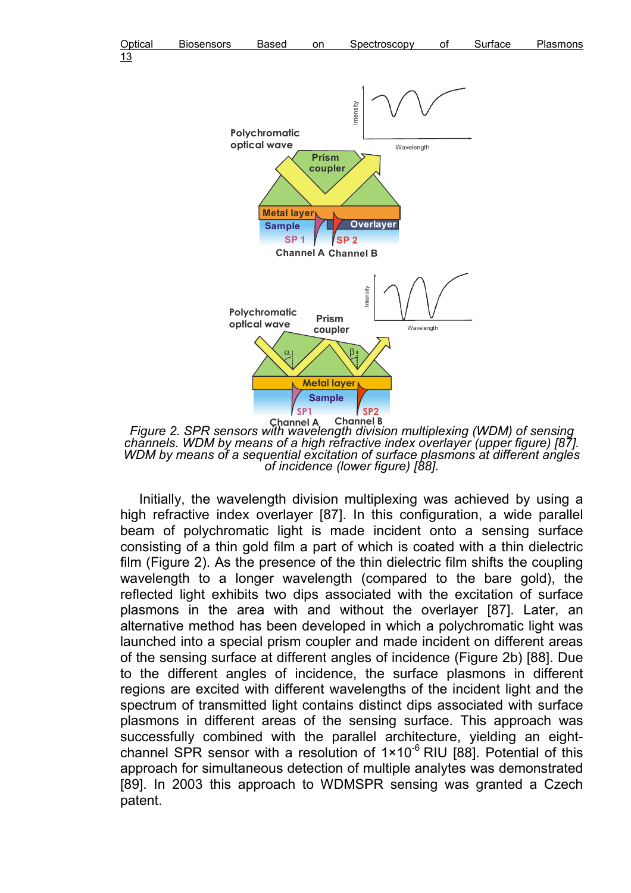*Figure 2. SPR sensors with wavelength division multiplexing (WDM) of sensing channels. WDM by means of a high refractive index overlayer (upper figure) [87]. WDM by means of a sequential excitation of surface plasmons at different angles of incidence (lower figure) [88].*

Initially, the wavelength division multiplexing was achieved by using a high refractive index overlayer [87]. In this configuration, a wide parallel beam of polychromatic light is made incident onto a sensing surface consisting of a thin gold film a part of which is coated with a thin dielectric film (Figure 2). As the presence of the thin dielectric film shifts the coupling wavelength to a longer wavelength (compared to the bare gold), the reflected light exhibits two dips associated with the excitation of surface plasmons in the area with and without the overlayer [87]. Later, an alternative method has been developed in which a polychromatic light was launched into a special prism coupler and made incident on different areas of the sensing surface at different angles of incidence (Figure 2b) [88]. Due to the different angles of incidence, the surface plasmons in different regions are excited with different wavelengths of the incident light and the spectrum of transmitted light contains distinct dips associated with surface plasmons in different areas of the sensing surface. This approach was successfully combined with the parallel architecture, yielding an eight-channel SPR sensor with a resolution of $1\times10^{-6}$ RIU [88]. Potential of this approach for simultaneous detection of multiple analytes was demonstrated [89]. In 2003 this approach to WDMSPR sensing was granted a Czech patent.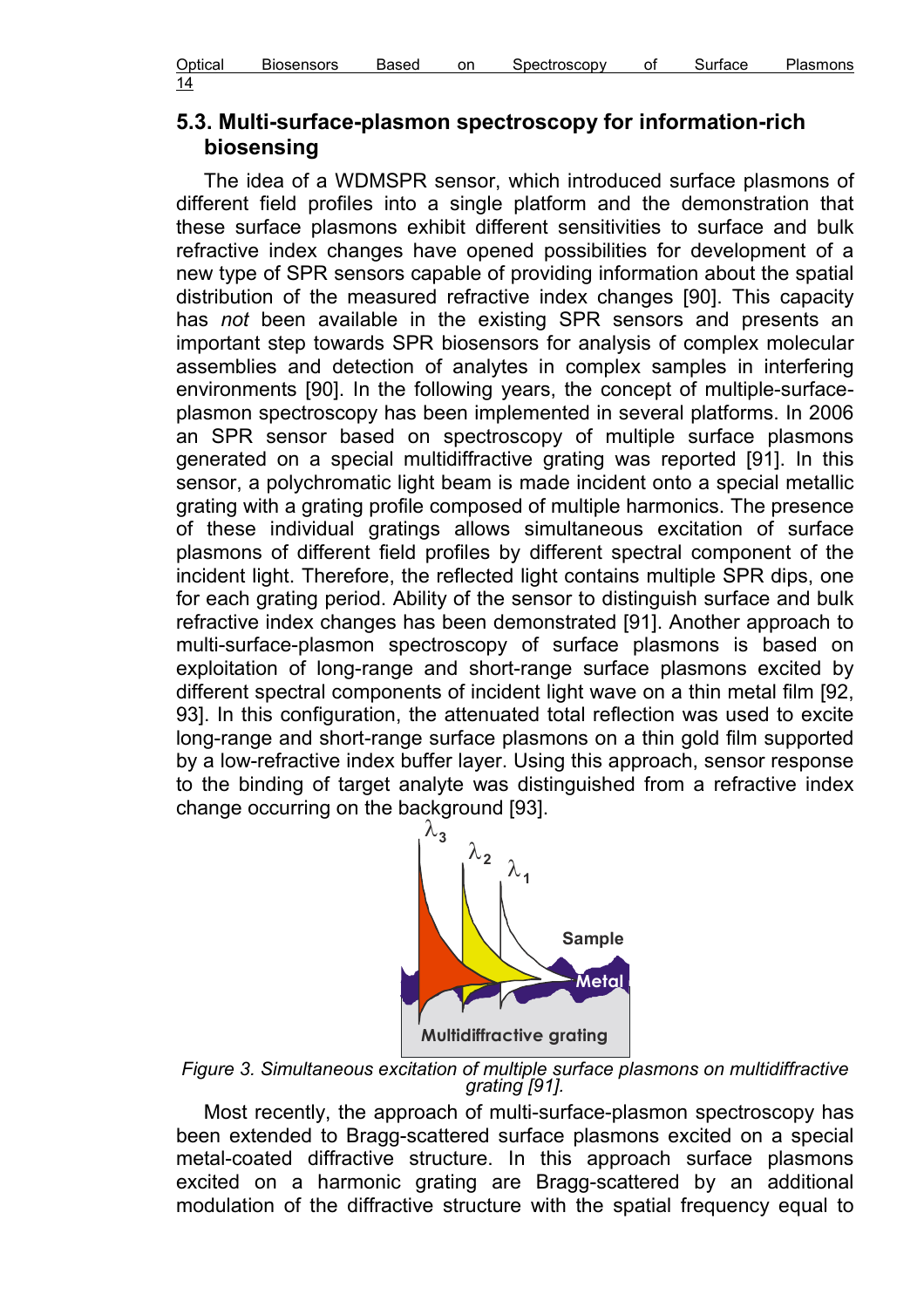## 5.3. Multi-surface-plasmon spectroscopy for information-rich biosensing

The idea of a WDMSPR sensor, which introduced surface plasmons of different field profiles into a single platform and the demonstration that these surface plasmons exhibit different sensitivities to surface and bulk refractive index changes have opened possibilities for development of a new type of SPR sensors capable of providing information about the spatial distribution of the measured refractive index changes [90]. This capacity has *not* been available in the existing SPR sensors and presents an important step towards SPR biosensors for analysis of complex molecular assemblies and detection of analytes in complex samples in interfering environments [90]. In the following years, the concept of multiple-surface-plasmon spectroscopy has been implemented in several platforms. In 2006 an SPR sensor based on spectroscopy of multiple surface plasmons generated on a special multidiffractive grating was reported [91]. In this sensor, a polychromatic light beam is made incident onto a special metallic grating with a grating profile composed of multiple harmonics. The presence of these individual gratings allows simultaneous excitation of surface plasmons of different field profiles by different spectral component of the incident light. Therefore, the reflected light contains multiple SPR dips, one for each grating period. Ability of the sensor to distinguish surface and bulk refractive index changes has been demonstrated [91]. Another approach to multi-surface-plasmon spectroscopy of surface plasmons is based on exploitation of long-range and short-range surface plasmons excited by different spectral components of incident light wave on a thin metal film [92, 93]. In this configuration, the attenuated total reflection was used to excite long-range and short-range surface plasmons on a thin gold film supported by a low-refractive index buffer layer. Using this approach, sensor response to the binding of target analyte was distinguished from a refractive index change occurring on the background [93].

*Figure 3. Simultaneous excitation of multiple surface plasmons on multidiffractive grating [91].*

Most recently, the approach of multi-surface-plasmon spectroscopy has been extended to Bragg-scattered surface plasmons excited on a special metal-coated diffractive structure. In this approach surface plasmons excited on a harmonic grating are Bragg-scattered by an additional modulation of the diffractive structure with the spatial frequency equal to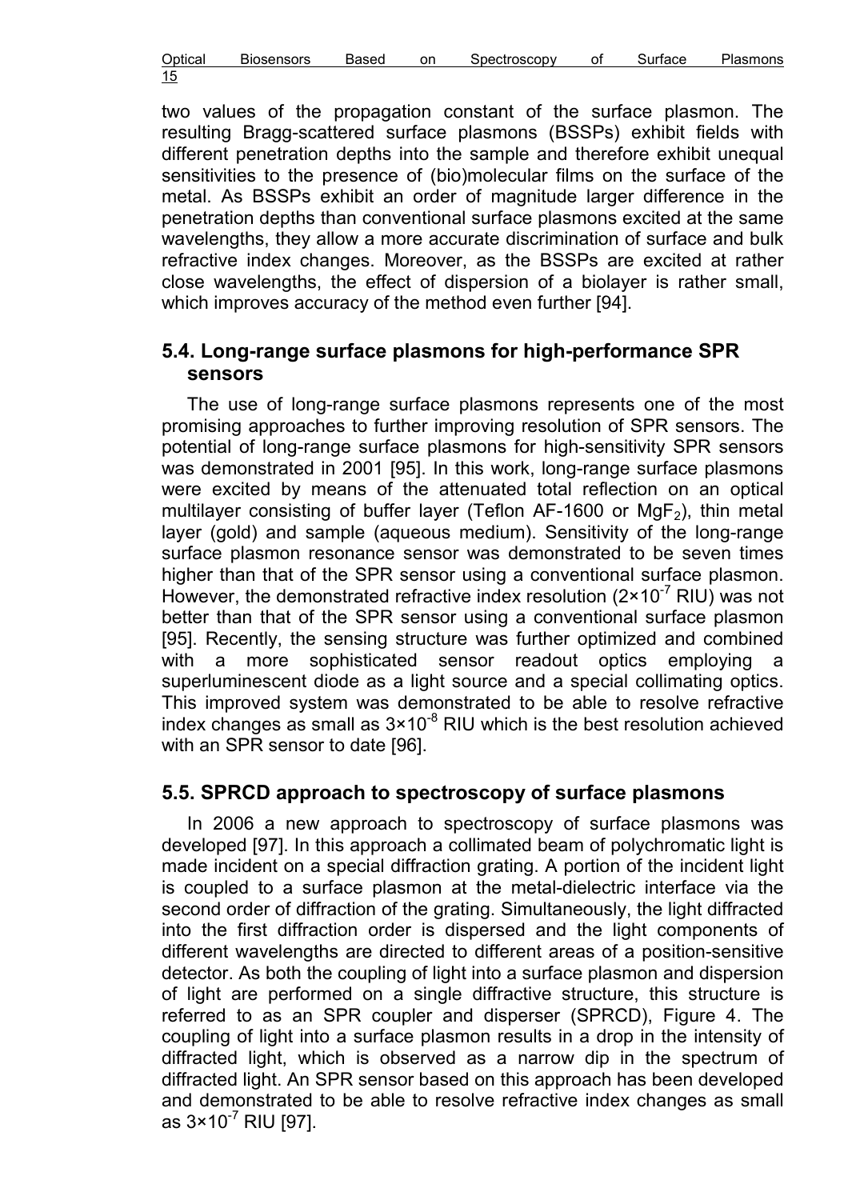two values of the propagation constant of the surface plasmon. The resulting Bragg-scattered surface plasmons (BSSPs) exhibit fields with different penetration depths into the sample and therefore exhibit unequal sensitivities to the presence of (bio)molecular films on the surface of the metal. As BSSPs exhibit an order of magnitude larger difference in the penetration depths than conventional surface plasmons excited at the same wavelengths, they allow a more accurate discrimination of surface and bulk refractive index changes. Moreover, as the BSSPs are excited at rather close wavelengths, the effect of dispersion of a biolayer is rather small, which improves accuracy of the method even further [94].

## 5.4. Long-range surface plasmons for high-performance SPR sensors

The use of long-range surface plasmons represents one of the most promising approaches to further improving resolution of SPR sensors. The potential of long-range surface plasmons for high-sensitivity SPR sensors was demonstrated in 2001 [95]. In this work, long-range surface plasmons were excited by means of the attenuated total reflection on an optical multilayer consisting of buffer layer (Teflon AF-1600 or $MgF_2$), thin metal layer (gold) and sample (aqueous medium). Sensitivity of the long-range surface plasmon resonance sensor was demonstrated to be seven times higher than that of the SPR sensor using a conventional surface plasmon. However, the demonstrated refractive index resolution ($2\times10^{-7}$ RIU) was not better than that of the SPR sensor using a conventional surface plasmon [95]. Recently, the sensing structure was further optimized and combined with a more sophisticated sensor readout optics employing a superluminescent diode as a light source and a special collimating optics. This improved system was demonstrated to be able to resolve refractive index changes as small as $3\times10^{-8}$ RIU which is the best resolution achieved with an SPR sensor to date [96].

## 5.5. SPRCD approach to spectroscopy of surface plasmons

In 2006 a new approach to spectroscopy of surface plasmons was developed [97]. In this approach a collimated beam of polychromatic light is made incident on a special diffraction grating. A portion of the incident light is coupled to a surface plasmon at the metal-dielectric interface via the second order of diffraction of the grating. Simultaneously, the light diffracted into the first diffraction order is dispersed and the light components of different wavelengths are directed to different areas of a position-sensitive detector. As both the coupling of light into a surface plasmon and dispersion of light are performed on a single diffractive structure, this structure is referred to as an SPR coupler and disperser (SPRCD), Figure 4. The coupling of light into a surface plasmon results in a drop in the intensity of diffracted light, which is observed as a narrow dip in the spectrum of diffracted light. An SPR sensor based on this approach has been developed and demonstrated to be able to resolve refractive index changes as small as $3\times10^{-7}$ RIU [97].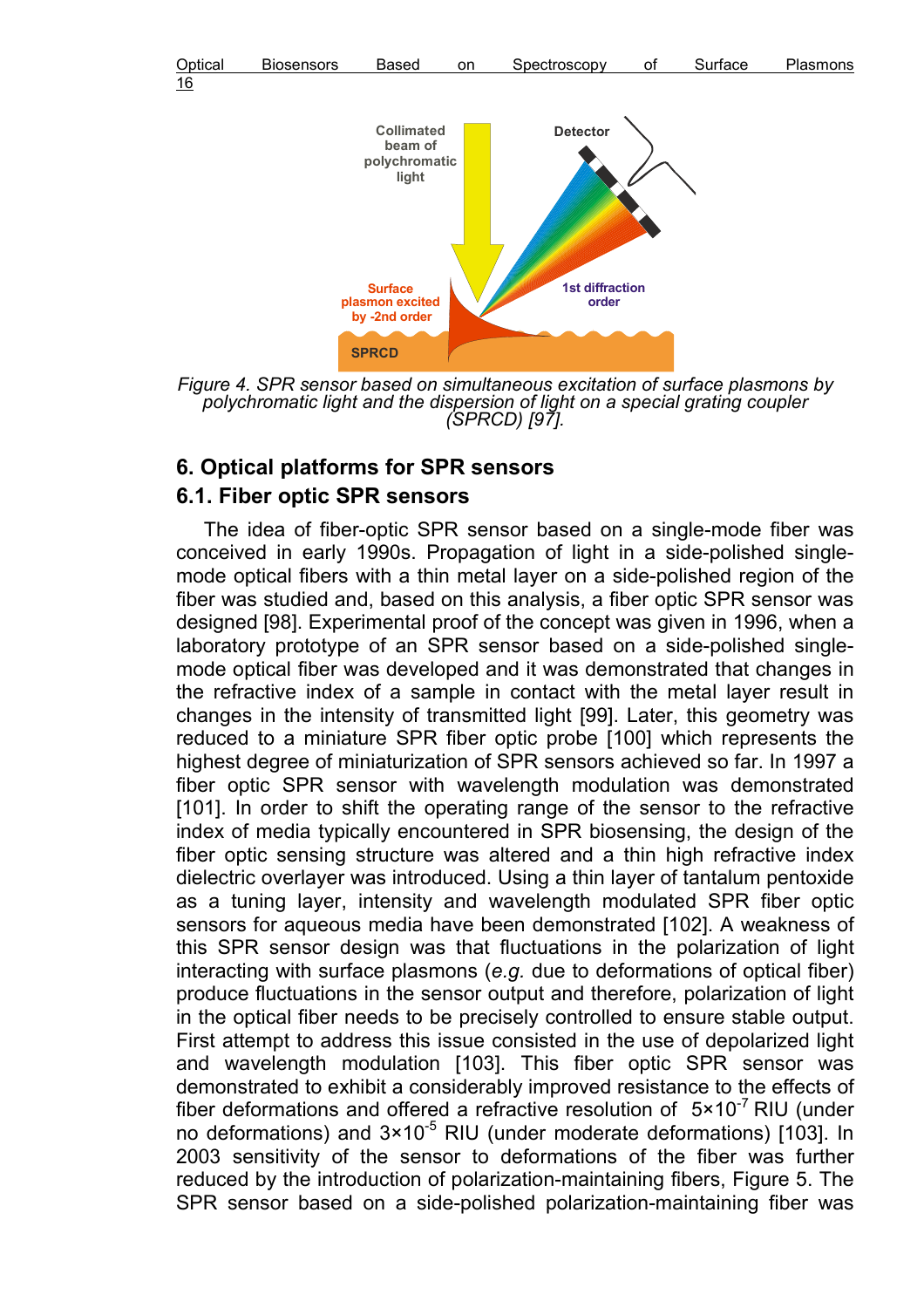Figure 4. SPR sensor based on simultaneous excitation of surface plasmons by polychromatic light and the dispersion of light on a special grating coupler (SPRCD) [97].

## 6. Optical platforms for SPR sensors

### 6.1. Fiber optic SPR sensors

The idea of fiber-optic SPR sensor based on a single-mode fiber was conceived in early 1990s. Propagation of light in a side-polished single-mode optical fibers with a thin metal layer on a side-polished region of the fiber was studied and, based on this analysis, a fiber optic SPR sensor was designed [98]. Experimental proof of the concept was given in 1996, when a laboratory prototype of an SPR sensor based on a side-polished single-mode optical fiber was developed and it was demonstrated that changes in the refractive index of a sample in contact with the metal layer result in changes in the intensity of transmitted light [99]. Later, this geometry was reduced to a miniature SPR fiber optic probe [100] which represents the highest degree of miniaturization of SPR sensors achieved so far. In 1997 a fiber optic SPR sensor with wavelength modulation was demonstrated [101]. In order to shift the operating range of the sensor to the refractive index of media typically encountered in SPR biosensing, the design of the fiber optic sensing structure was altered and a thin high refractive index dielectric overlayer was introduced. Using a thin layer of tantalum pentoxide as a tuning layer, intensity and wavelength modulated SPR fiber optic sensors for aqueous media have been demonstrated [102]. A weakness of this SPR sensor design was that fluctuations in the polarization of light interacting with surface plasmons (*e.g.* due to deformations of optical fiber) produce fluctuations in the sensor output and therefore, polarization of light in the optical fiber needs to be precisely controlled to ensure stable output. First attempt to address this issue consisted in the use of depolarized light and wavelength modulation [103]. This fiber optic SPR sensor was demonstrated to exhibit a considerably improved resistance to the effects of fiber deformations and offered a refractive resolution of $5\times10^{-7}$ RIU (under no deformations) and $3\times10^{-5}$ RIU (under moderate deformations) [103]. In 2003 sensitivity of the sensor to deformations of the fiber was further reduced by the introduction of polarization-maintaining fibers, Figure 5. The SPR sensor based on a side-polished polarization-maintaining fiber was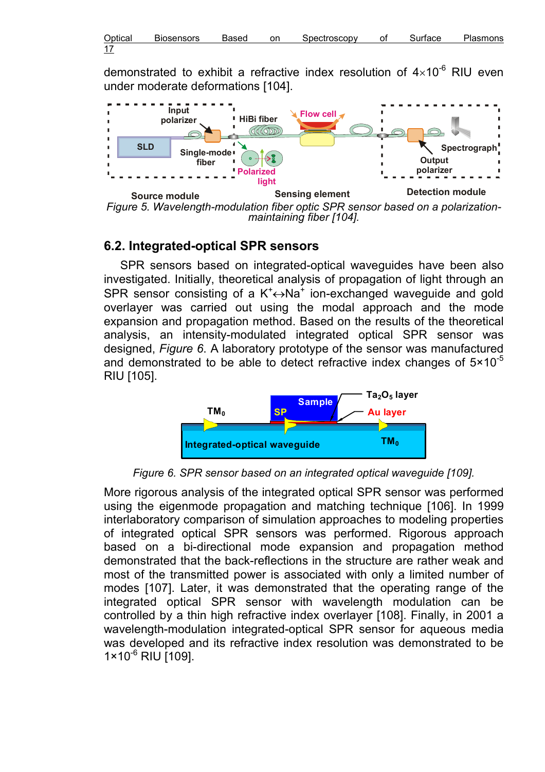demonstrated to exhibit a refractive index resolution of $4\times10^{-6}$ RIU even under moderate deformations [104].

*Figure 5. Wavelength-modulation fiber optic SPR sensor based on a polarization-maintaining fiber [104].*

## 6.2. Integrated-optical SPR sensors

SPR sensors based on integrated-optical waveguides have been also investigated. Initially, theoretical analysis of propagation of light through an SPR sensor consisting of a $K^+\leftrightarrow Na^+$ ion-exchanged waveguide and gold overlayer was carried out using the modal approach and the mode expansion and propagation method. Based on the results of the theoretical analysis, an intensity-modulated integrated optical SPR sensor was designed, *Figure 6*. A laboratory prototype of the sensor was manufactured and demonstrated to be able to detect refractive index changes of $5\times10^{-5}$ RIU [105].

*Figure 6. SPR sensor based on an integrated optical waveguide [109].*

More rigorous analysis of the integrated optical SPR sensor was performed using the eigenmode propagation and matching technique [106]. In 1999 interlaboratory comparison of simulation approaches to modeling properties of integrated optical SPR sensors was performed. Rigorous approach based on a bi-directional mode expansion and propagation method demonstrated that the back-reflections in the structure are rather weak and most of the transmitted power is associated with only a limited number of modes [107]. Later, it was demonstrated that the operating range of the integrated optical SPR sensor with wavelength modulation can be controlled by a thin high refractive index overlayer [108]. Finally, in 2001 a wavelength-modulation integrated-optical SPR sensor for aqueous media was developed and its refractive index resolution was demonstrated to be $1\times10^{-6}$ RIU [109].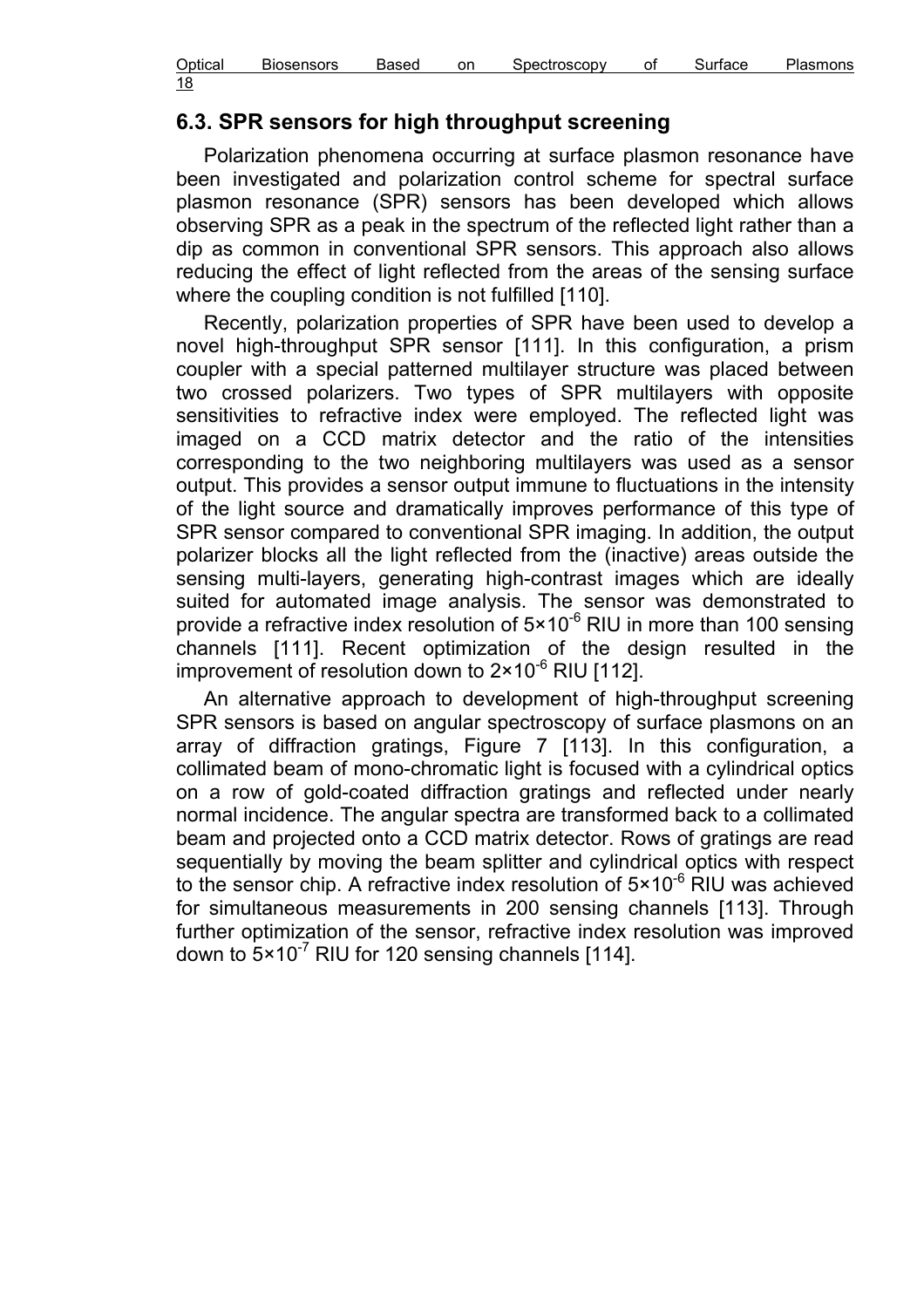## 6.3. SPR sensors for high throughput screening

Polarization phenomena occurring at surface plasmon resonance have been investigated and polarization control scheme for spectral surface plasmon resonance (SPR) sensors has been developed which allows observing SPR as a peak in the spectrum of the reflected light rather than a dip as common in conventional SPR sensors. This approach also allows reducing the effect of light reflected from the areas of the sensing surface where the coupling condition is not fulfilled [110].

Recently, polarization properties of SPR have been used to develop a novel high-throughput SPR sensor [111]. In this configuration, a prism coupler with a special patterned multilayer structure was placed between two crossed polarizers. Two types of SPR multilayers with opposite sensitivities to refractive index were employed. The reflected light was imaged on a CCD matrix detector and the ratio of the intensities corresponding to the two neighboring multilayers was used as a sensor output. This provides a sensor output immune to fluctuations in the intensity of the light source and dramatically improves performance of this type of SPR sensor compared to conventional SPR imaging. In addition, the output polarizer blocks all the light reflected from the (inactive) areas outside the sensing multi-layers, generating high-contrast images which are ideally suited for automated image analysis. The sensor was demonstrated to provide a refractive index resolution of $5\times10^{-6}$ RIU in more than 100 sensing channels [111]. Recent optimization of the design resulted in the improvement of resolution down to $2\times10^{-6}$ RIU [112].

An alternative approach to development of high-throughput screening SPR sensors is based on angular spectroscopy of surface plasmons on an array of diffraction gratings, Figure 7 [113]. In this configuration, a collimated beam of mono-chromatic light is focused with a cylindrical optics on a row of gold-coated diffraction gratings and reflected under nearly normal incidence. The angular spectra are transformed back to a collimated beam and projected onto a CCD matrix detector. Rows of gratings are read sequentially by moving the beam splitter and cylindrical optics with respect to the sensor chip. A refractive index resolution of $5\times10^{-6}$ RIU was achieved for simultaneous measurements in 200 sensing channels [113]. Through further optimization of the sensor, refractive index resolution was improved down to $5\times10^{-7}$ RIU for 120 sensing channels [114].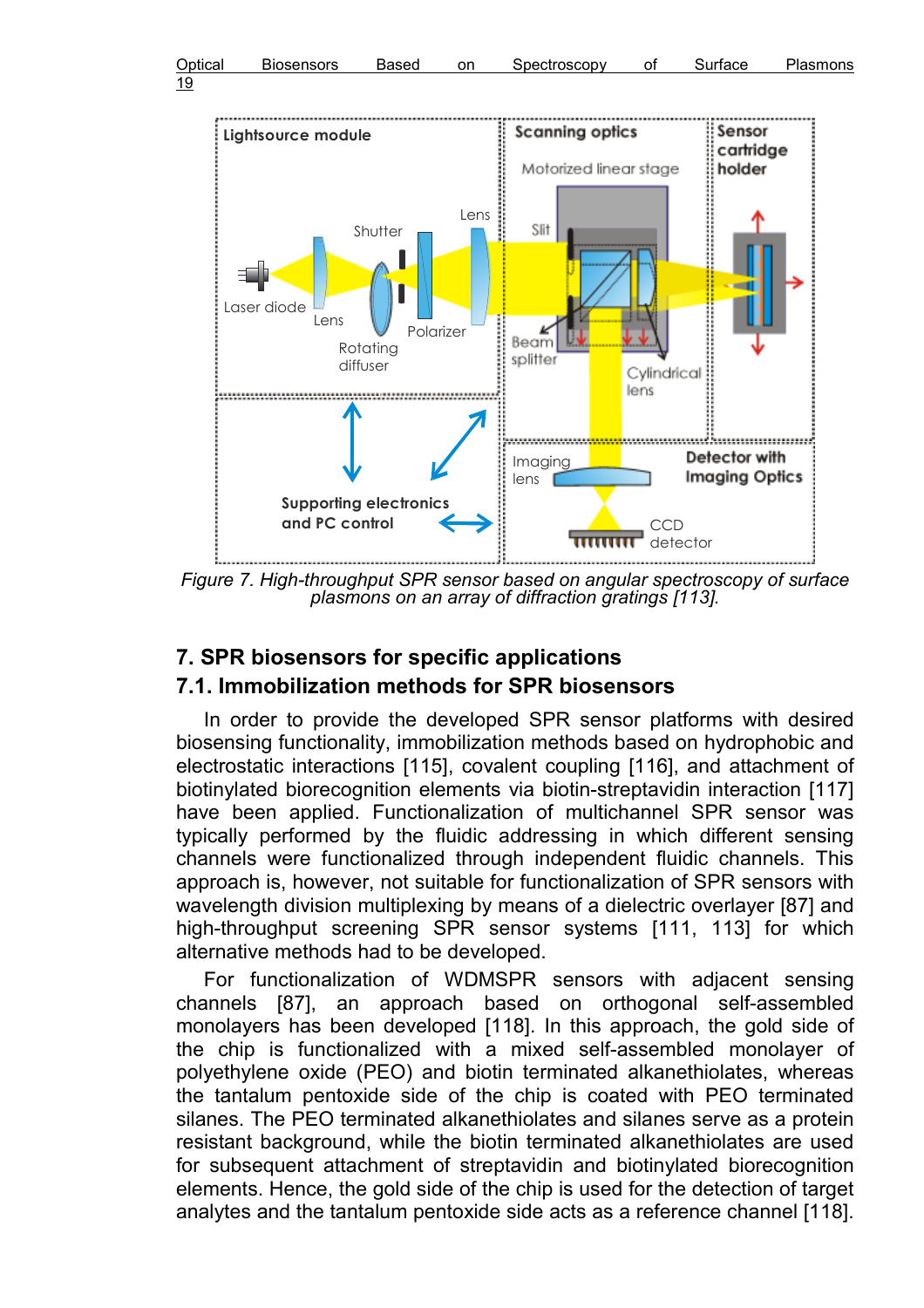*Figure 7. High-throughput SPR sensor based on angular spectroscopy of surface plasmons on an array of diffraction gratings [113].*

## 7. SPR biosensors for specific applications

### 7.1. Immobilization methods for SPR biosensors

In order to provide the developed SPR sensor platforms with desired biosensing functionality, immobilization methods based on hydrophobic and electrostatic interactions [115], covalent coupling [116], and attachment of biotinylated biorecognition elements via biotin-streptavidin interaction [117] have been applied. Functionalization of multichannel SPR sensor was typically performed by the fluidic addressing in which different sensing channels were functionalized through independent fluidic channels. This approach is, however, not suitable for functionalization of SPR sensors with wavelength division multiplexing by means of a dielectric overlayer [87] and high-throughput screening SPR sensor systems [111, 113] for which alternative methods had to be developed.

For functionalization of WDMSPR sensors with adjacent sensing channels [87], an approach based on orthogonal self-assembled monolayers has been developed [118]. In this approach, the gold side of the chip is functionalized with a mixed self-assembled monolayer of polyethylene oxide (PEO) and biotin terminated alkanethiolates, whereas the tantalum pentoxide side of the chip is coated with PEO terminated silanes. The PEO terminated alkanethiolates and silanes serve as a protein resistant background, while the biotin terminated alkanethiolates are used for subsequent attachment of streptavidin and biotinylated biorecognition elements. Hence, the gold side of the chip is used for the detection of target analytes and the tantalum pentoxide side acts as a reference channel [118].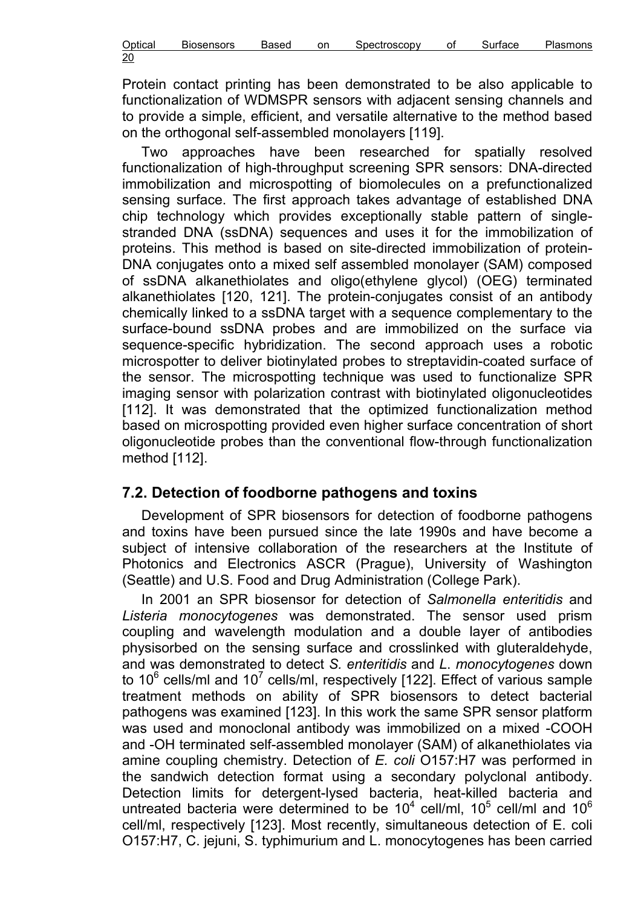Protein contact printing has been demonstrated to be also applicable to functionalization of WDMSPR sensors with adjacent sensing channels and to provide a simple, efficient, and versatile alternative to the method based on the orthogonal self-assembled monolayers [119].

Two approaches have been researched for spatially resolved functionalization of high-throughput screening SPR sensors: DNA-directed immobilization and microspotting of biomolecules on a prefunctionalized sensing surface. The first approach takes advantage of established DNA chip technology which provides exceptionally stable pattern of single-stranded DNA (ssDNA) sequences and uses it for the immobilization of proteins. This method is based on site-directed immobilization of protein-DNA conjugates onto a mixed self assembled monolayer (SAM) composed of ssDNA alkanethiolates and oligo(ethylene glycol) (OEG) terminated alkanethiolates [120, 121]. The protein-conjugates consist of an antibody chemically linked to a ssDNA target with a sequence complementary to the surface-bound ssDNA probes and are immobilized on the surface via sequence-specific hybridization. The second approach uses a robotic microspotter to deliver biotinylated probes to streptavidin-coated surface of the sensor. The microspotting technique was used to functionalize SPR imaging sensor with polarization contrast with biotinylated oligonucleotides [112]. It was demonstrated that the optimized functionalization method based on microspotting provided even higher surface concentration of short oligonucleotide probes than the conventional flow-through functionalization method [112].

## 7.2. Detection of foodborne pathogens and toxins

Development of SPR biosensors for detection of foodborne pathogens and toxins have been pursued since the late 1990s and have become a subject of intensive collaboration of the researchers at the Institute of Photonics and Electronics ASCR (Prague), University of Washington (Seattle) and U.S. Food and Drug Administration (College Park).

In 2001 an SPR biosensor for detection of *Salmonella enteritidis* and *Listeria monocytogenes* was demonstrated. The sensor used prism coupling and wavelength modulation and a double layer of antibodies physisorbed on the sensing surface and crosslinked with gluteraldehyde, and was demonstrated to detect *S. enteritidis* and *L. monocytogenes* down to $10^6$ cells/ml and $10^7$ cells/ml, respectively [122]. Effect of various sample treatment methods on ability of SPR biosensors to detect bacterial pathogens was examined [123]. In this work the same SPR sensor platform was used and monoclonal antibody was immobilized on a mixed -COOH and -OH terminated self-assembled monolayer (SAM) of alkanethiolates via amine coupling chemistry. Detection of *E. coli* O157:H7 was performed in the sandwich detection format using a secondary polyclonal antibody. Detection limits for detergent-lysed bacteria, heat-killed bacteria and untreated bacteria were determined to be $10^4$ cell/ml, $10^5$ cell/ml and $10^6$ cell/ml, respectively [123]. Most recently, simultaneous detection of E. coli O157:H7, C. jejuni, S. typhimurium and L. monocytogenes has been carried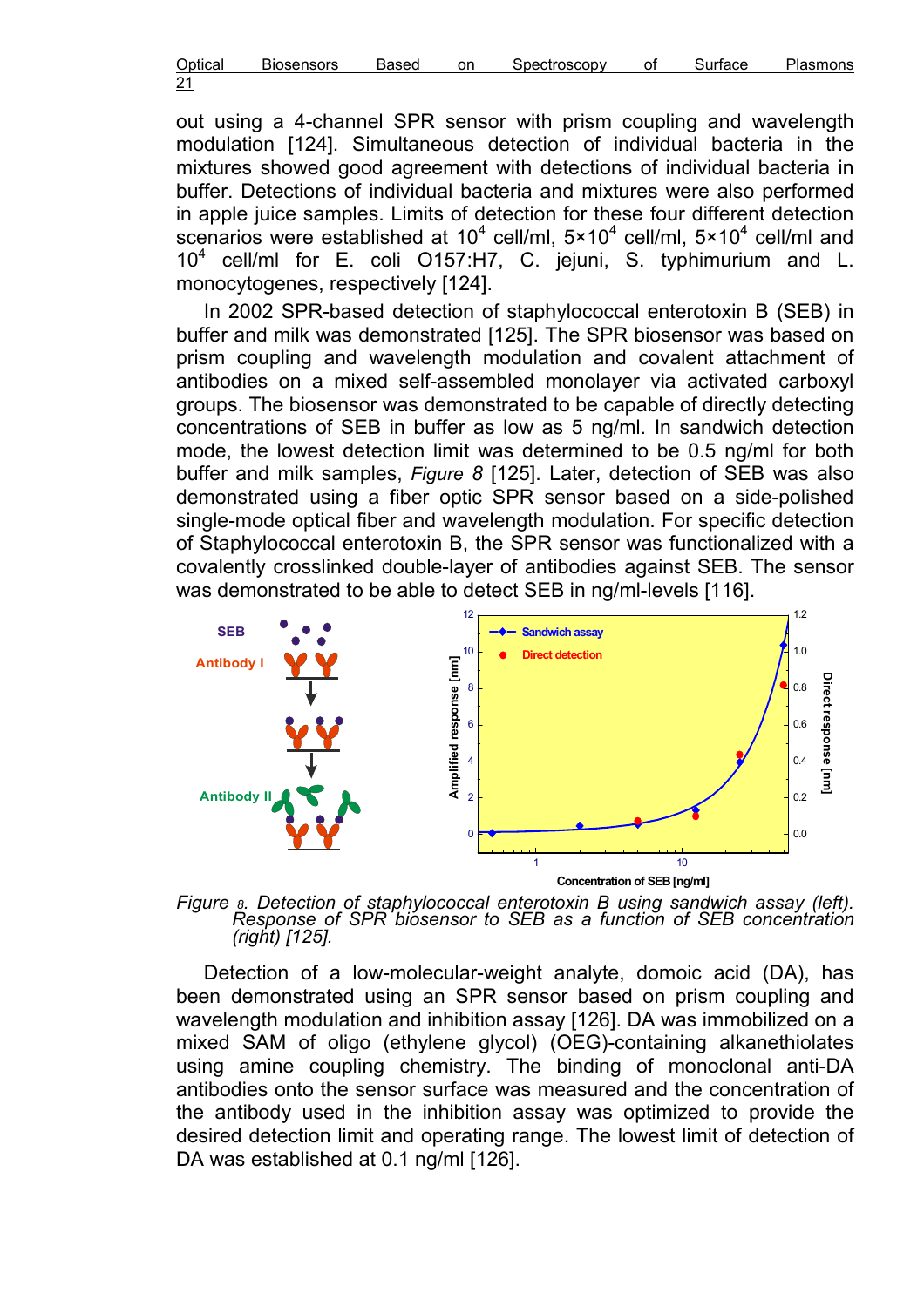out using a 4-channel SPR sensor with prism coupling and wavelength modulation [124]. Simultaneous detection of individual bacteria in the mixtures showed good agreement with detections of individual bacteria in buffer. Detections of individual bacteria and mixtures were also performed in apple juice samples. Limits of detection for these four different detection scenarios were established at $10^4$ cell/ml, $5{\times}10^4$ cell/ml, $5{\times}10^4$ cell/ml and $10^4$ cell/ml for E. coli O157:H7, C. jejuni, S. typhimurium and L. monocytogenes, respectively [124].

In 2002 SPR-based detection of staphylococcal enterotoxin B (SEB) in buffer and milk was demonstrated [125]. The SPR biosensor was based on prism coupling and wavelength modulation and covalent attachment of antibodies on a mixed self-assembled monolayer via activated carboxyl groups. The biosensor was demonstrated to be capable of directly detecting concentrations of SEB in buffer as low as 5 ng/ml. In sandwich detection mode, the lowest detection limit was determined to be 0.5 ng/ml for both buffer and milk samples, *Figure 8* [125]. Later, detection of SEB was also demonstrated using a fiber optic SPR sensor based on a side-polished single-mode optical fiber and wavelength modulation. For specific detection of Staphylococcal enterotoxin B, the SPR sensor was functionalized with a covalently crosslinked double-layer of antibodies against SEB. The sensor was demonstrated to be able to detect SEB in ng/ml-levels [116].

*Figure 8. Detection of staphylococcal enterotoxin B using sandwich assay (left). Response of SPR biosensor to SEB as a function of SEB concentration (right) [125].*

Detection of a low-molecular-weight analyte, domoic acid (DA), has been demonstrated using an SPR sensor based on prism coupling and wavelength modulation and inhibition assay [126]. DA was immobilized on a mixed SAM of oligo (ethylene glycol) (OEG)-containing alkanethiolates using amine coupling chemistry. The binding of monoclonal anti-DA antibodies onto the sensor surface was measured and the concentration of the antibody used in the inhibition assay was optimized to provide the desired detection limit and operating range. The lowest limit of detection of DA was established at 0.1 ng/ml [126].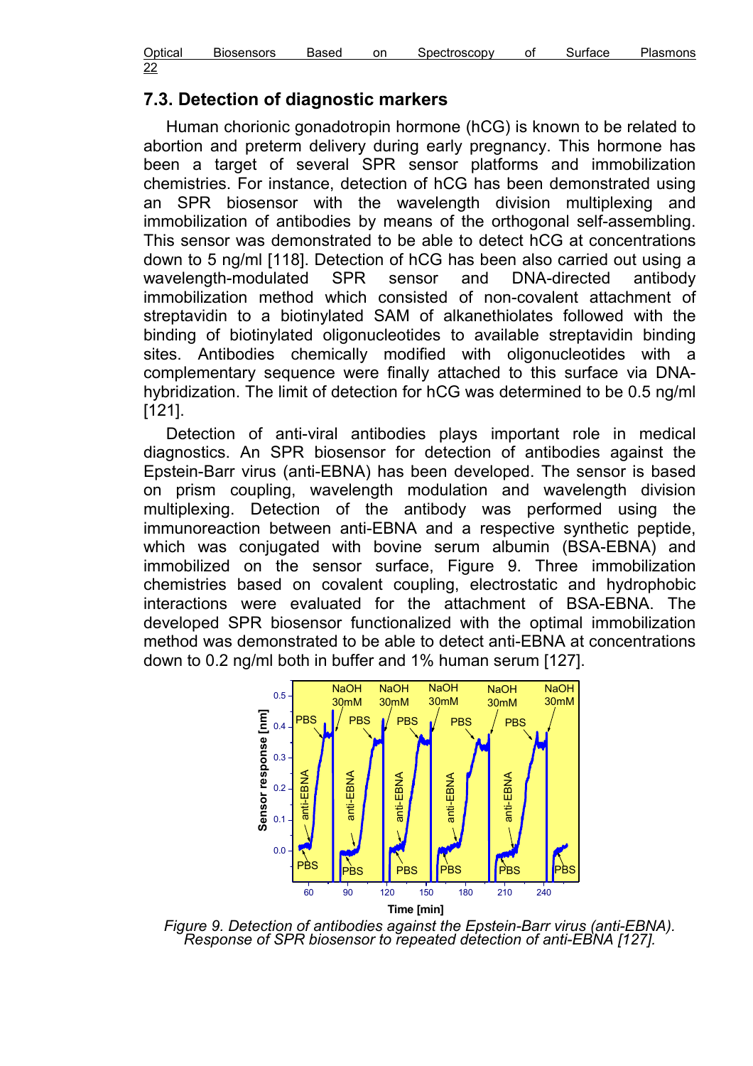## 7.3. Detection of diagnostic markers

Human chorionic gonadotropin hormone (hCG) is known to be related to abortion and preterm delivery during early pregnancy. This hormone has been a target of several SPR sensor platforms and immobilization chemistries. For instance, detection of hCG has been demonstrated using an SPR biosensor with the wavelength division multiplexing and immobilization of antibodies by means of the orthogonal self-assembling. This sensor was demonstrated to be able to detect hCG at concentrations down to 5 ng/ml [118]. Detection of hCG has been also carried out using a wavelength-modulated SPR sensor and DNA-directed antibody immobilization method which consisted of non-covalent attachment of streptavidin to a biotinylated SAM of alkanethiolates followed with the binding of biotinylated oligonucleotides to available streptavidin binding sites. Antibodies chemically modified with oligonucleotides with a complementary sequence were finally attached to this surface via DNA-hybridization. The limit of detection for hCG was determined to be 0.5 ng/ml [121].

Detection of anti-viral antibodies plays important role in medical diagnostics. An SPR biosensor for detection of antibodies against the Epstein-Barr virus (anti-EBNA) has been developed. The sensor is based on prism coupling, wavelength modulation and wavelength division multiplexing. Detection of the antibody was performed using the immunoreaction between anti-EBNA and a respective synthetic peptide, which was conjugated with bovine serum albumin (BSA-EBNA) and immobilized on the sensor surface, Figure 9. Three immobilization chemistries based on covalent coupling, electrostatic and hydrophobic interactions were evaluated for the attachment of BSA-EBNA. The developed SPR biosensor functionalized with the optimal immobilization method was demonstrated to be able to detect anti-EBNA at concentrations down to 0.2 ng/ml both in buffer and 1% human serum [127].

*Figure 9. Detection of antibodies against the Epstein-Barr virus (anti-EBNA). Response of SPR biosensor to repeated detection of anti-EBNA [127].*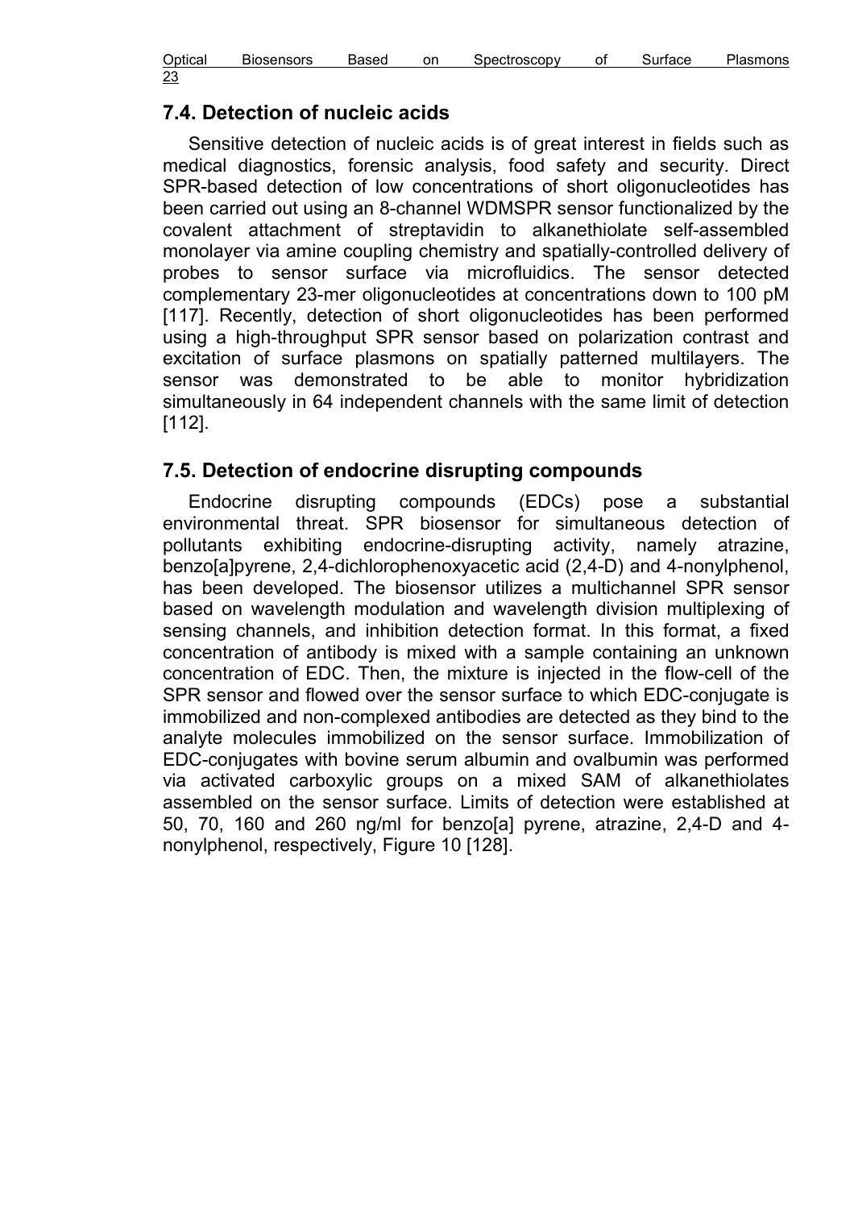## 7.4. Detection of nucleic acids

Sensitive detection of nucleic acids is of great interest in fields such as medical diagnostics, forensic analysis, food safety and security. Direct SPR-based detection of low concentrations of short oligonucleotides has been carried out using an 8-channel WDMSPR sensor functionalized by the covalent attachment of streptavidin to alkanethiolate self-assembled monolayer via amine coupling chemistry and spatially-controlled delivery of probes to sensor surface via microfluidics. The sensor detected complementary 23-mer oligonucleotides at concentrations down to 100 pM [117]. Recently, detection of short oligonucleotides has been performed using a high-throughput SPR sensor based on polarization contrast and excitation of surface plasmons on spatially patterned multilayers. The sensor was demonstrated to be able to monitor hybridization simultaneously in 64 independent channels with the same limit of detection [112].

## 7.5. Detection of endocrine disrupting compounds

Endocrine disrupting compounds (EDCs) pose a substantial environmental threat. SPR biosensor for simultaneous detection of pollutants exhibiting endocrine-disrupting activity, namely atrazine, benzo[a]pyrene, 2,4-dichlorophenoxyacetic acid (2,4-D) and 4-nonylphenol, has been developed. The biosensor utilizes a multichannel SPR sensor based on wavelength modulation and wavelength division multiplexing of sensing channels, and inhibition detection format. In this format, a fixed concentration of antibody is mixed with a sample containing an unknown concentration of EDC. Then, the mixture is injected in the flow-cell of the SPR sensor and flowed over the sensor surface to which EDC-conjugate is immobilized and non-complexed antibodies are detected as they bind to the analyte molecules immobilized on the sensor surface. Immobilization of EDC-conjugates with bovine serum albumin and ovalbumin was performed via activated carboxylic groups on a mixed SAM of alkanethiolates assembled on the sensor surface. Limits of detection were established at 50, 70, 160 and 260 ng/ml for benzo[a] pyrene, atrazine, 2,4-D and 4-nonylphenol, respectively, Figure 10 [128].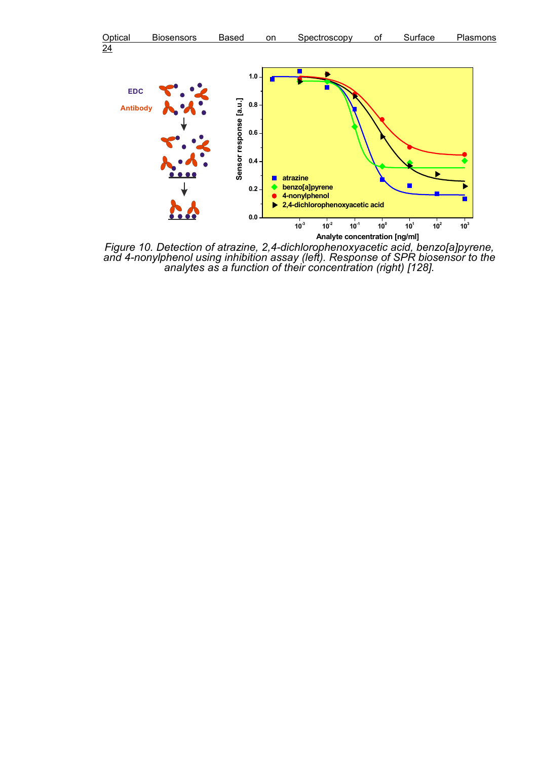Figure 10. Detection of atrazine, 2,4-dichlorophenoxyacetic acid, benzo[a]pyrene, and 4-nonylphenol using inhibition assay (left). Response of SPR biosensor to the analytes as a function of their concentration (right) [128].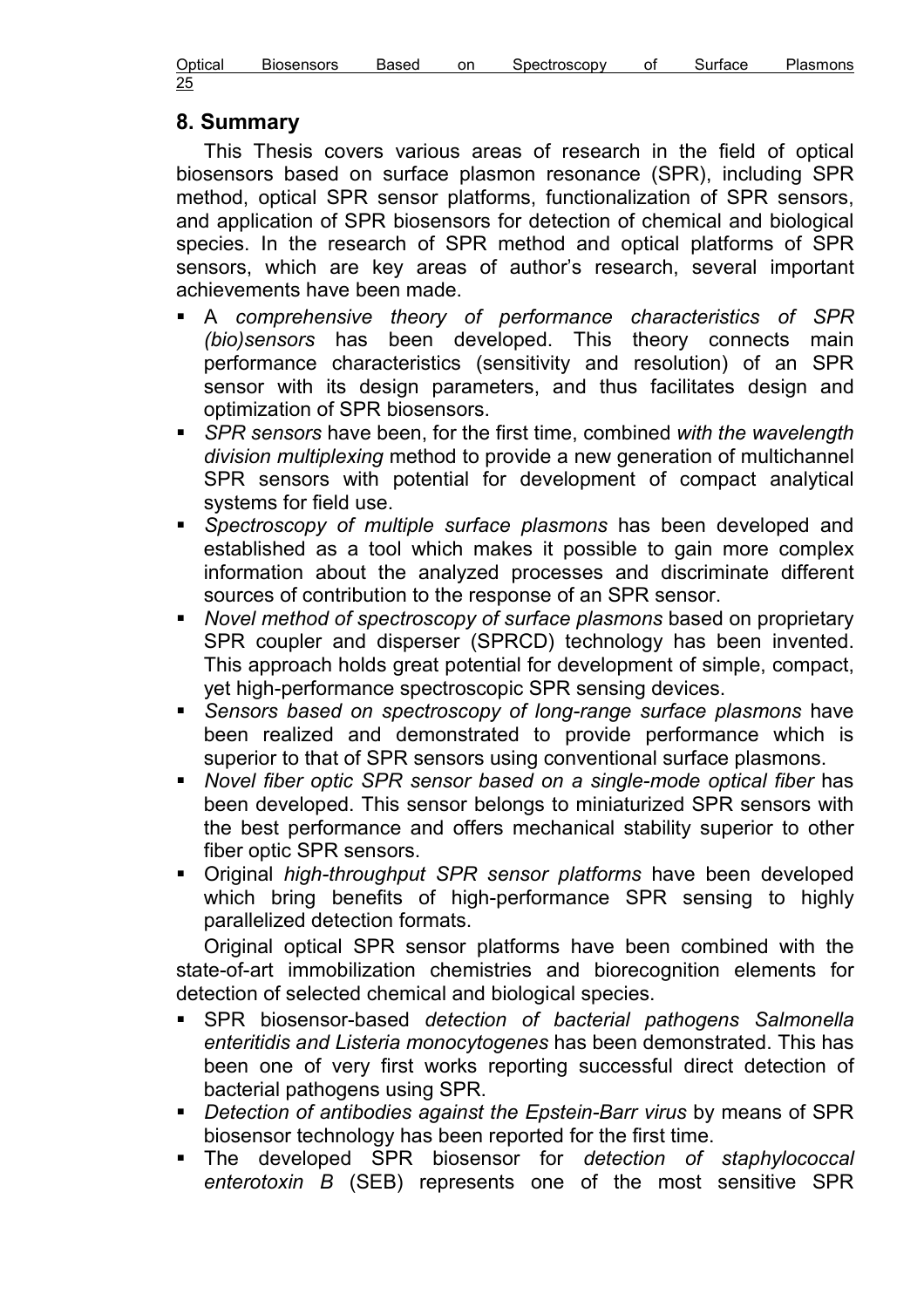## 8. Summary

This Thesis covers various areas of research in the field of optical biosensors based on surface plasmon resonance (SPR), including SPR method, optical SPR sensor platforms, functionalization of SPR sensors, and application of SPR biosensors for detection of chemical and biological species. In the research of SPR method and optical platforms of SPR sensors, which are key areas of author's research, several important achievements have been made.

- A *comprehensive theory of performance characteristics of SPR (bio)sensors* has been developed. This theory connects main performance characteristics (sensitivity and resolution) of an SPR sensor with its design parameters, and thus facilitates design and optimization of SPR biosensors.
- *SPR sensors* have been, for the first time, combined *with the wavelength division multiplexing* method to provide a new generation of multichannel SPR sensors with potential for development of compact analytical systems for field use.
- *Spectroscopy of multiple surface plasmons* has been developed and established as a tool which makes it possible to gain more complex information about the analyzed processes and discriminate different sources of contribution to the response of an SPR sensor.
- *Novel method of spectroscopy of surface plasmons* based on proprietary SPR coupler and disperser (SPRCD) technology has been invented. This approach holds great potential for development of simple, compact, yet high-performance spectroscopic SPR sensing devices.
- *Sensors based on spectroscopy of long-range surface plasmons* have been realized and demonstrated to provide performance which is superior to that of SPR sensors using conventional surface plasmons.
- *Novel fiber optic SPR sensor based on a single-mode optical fiber* has been developed. This sensor belongs to miniaturized SPR sensors with the best performance and offers mechanical stability superior to other fiber optic SPR sensors.
- Original *high-throughput SPR sensor platforms* have been developed which bring benefits of high-performance SPR sensing to highly parallelized detection formats.

Original optical SPR sensor platforms have been combined with the state-of-art immobilization chemistries and biorecognition elements for detection of selected chemical and biological species.

- SPR biosensor-based *detection of bacterial pathogens Salmonella enteritidis and Listeria monocytogenes* has been demonstrated. This has been one of very first works reporting successful direct detection of bacterial pathogens using SPR.
- *Detection of antibodies against the Epstein-Barr virus* by means of SPR biosensor technology has been reported for the first time.
- The developed SPR biosensor for *detection of staphylococcal enterotoxin B* (SEB) represents one of the most sensitive SPR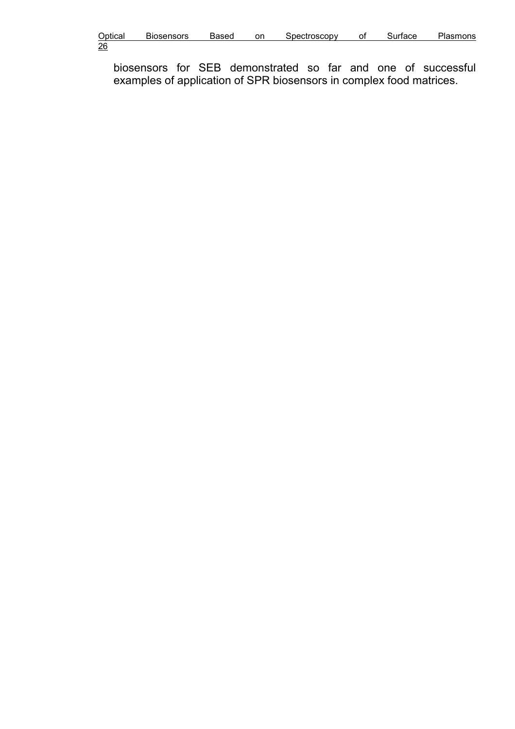biosensors for SEB demonstrated so far and one of successful examples of application of SPR biosensors in complex food matrices.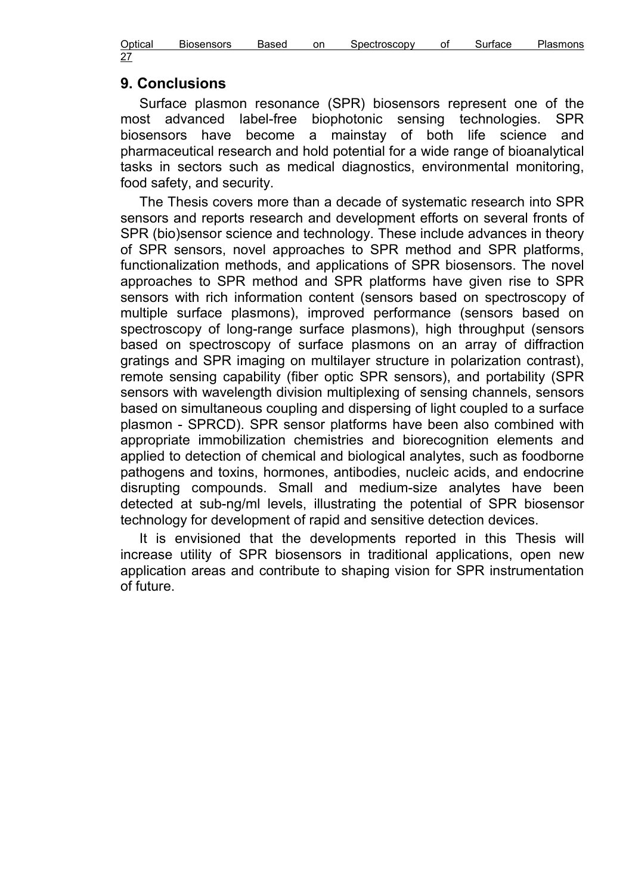## 9. Conclusions

Surface plasmon resonance (SPR) biosensors represent one of the most advanced label-free biophotonic sensing technologies. SPR biosensors have become a mainstay of both life science and pharmaceutical research and hold potential for a wide range of bioanalytical tasks in sectors such as medical diagnostics, environmental monitoring, food safety, and security.

The Thesis covers more than a decade of systematic research into SPR sensors and reports research and development efforts on several fronts of SPR (bio)sensor science and technology. These include advances in theory of SPR sensors, novel approaches to SPR method and SPR platforms, functionalization methods, and applications of SPR biosensors. The novel approaches to SPR method and SPR platforms have given rise to SPR sensors with rich information content (sensors based on spectroscopy of multiple surface plasmons), improved performance (sensors based on spectroscopy of long-range surface plasmons), high throughput (sensors based on spectroscopy of surface plasmons on an array of diffraction gratings and SPR imaging on multilayer structure in polarization contrast), remote sensing capability (fiber optic SPR sensors), and portability (SPR sensors with wavelength division multiplexing of sensing channels, sensors based on simultaneous coupling and dispersing of light coupled to a surface plasmon - SPRCD). SPR sensor platforms have been also combined with appropriate immobilization chemistries and biorecognition elements and applied to detection of chemical and biological analytes, such as foodborne pathogens and toxins, hormones, antibodies, nucleic acids, and endocrine disrupting compounds. Small and medium-size analytes have been detected at sub-ng/ml levels, illustrating the potential of SPR biosensor technology for development of rapid and sensitive detection devices.

It is envisioned that the developments reported in this Thesis will increase utility of SPR biosensors in traditional applications, open new application areas and contribute to shaping vision for SPR instrumentation of future.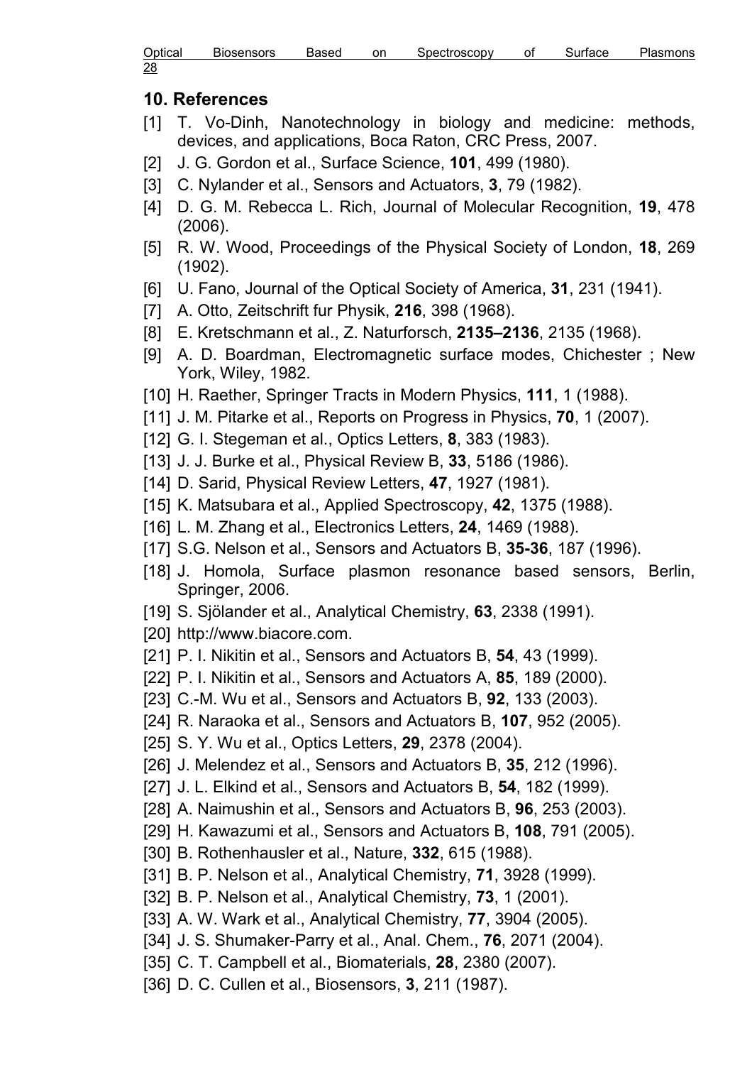## 10. References

[1] T. Vo-Dinh, Nanotechnology in biology and medicine: methods, devices, and applications, Boca Raton, CRC Press, 2007.

[2] J. G. Gordon et al., Surface Science, **101**, 499 (1980).

[3] C. Nylander et al., Sensors and Actuators, **3**, 79 (1982).

[4] D. G. M. Rebecca L. Rich, Journal of Molecular Recognition, **19**, 478 (2006).

[5] R. W. Wood, Proceedings of the Physical Society of London, **18**, 269 (1902).

[6] U. Fano, Journal of the Optical Society of America, **31**, 231 (1941).

[7] A. Otto, Zeitschrift fur Physik, **216**, 398 (1968).

[8] E. Kretschmann et al., Z. Naturforsch, **2135–2136**, 2135 (1968).

[9] A. D. Boardman, Electromagnetic surface modes, Chichester ; New York, Wiley, 1982.

[10] H. Raether, Springer Tracts in Modern Physics, **111**, 1 (1988).

[11] J. M. Pitarke et al., Reports on Progress in Physics, **70**, 1 (2007).

[12] G. I. Stegeman et al., Optics Letters, **8**, 383 (1983).

[13] J. J. Burke et al., Physical Review B, **33**, 5186 (1986).

[14] D. Sarid, Physical Review Letters, **47**, 1927 (1981).

[15] K. Matsubara et al., Applied Spectroscopy, **42**, 1375 (1988).

[16] L. M. Zhang et al., Electronics Letters, **24**, 1469 (1988).

[17] S.G. Nelson et al., Sensors and Actuators B, **35-36**, 187 (1996).

[18] J. Homola, Surface plasmon resonance based sensors, Berlin, Springer, 2006.

[19] S. Sjölander et al., Analytical Chemistry, **63**, 2338 (1991).

[20] http://www.biacore.com.

[21] P. I. Nikitin et al., Sensors and Actuators B, **54**, 43 (1999).

[22] P. I. Nikitin et al., Sensors and Actuators A, **85**, 189 (2000).

[23] C.-M. Wu et al., Sensors and Actuators B, **92**, 133 (2003).

[24] R. Naraoka et al., Sensors and Actuators B, **107**, 952 (2005).

[25] S. Y. Wu et al., Optics Letters, **29**, 2378 (2004).

[26] J. Melendez et al., Sensors and Actuators B, **35**, 212 (1996).

[27] J. L. Elkind et al., Sensors and Actuators B, **54**, 182 (1999).

[28] A. Naimushin et al., Sensors and Actuators B, **96**, 253 (2003).

[29] H. Kawazumi et al., Sensors and Actuators B, **108**, 791 (2005).

[30] B. Rothenhausler et al., Nature, **332**, 615 (1988).

[31] B. P. Nelson et al., Analytical Chemistry, **71**, 3928 (1999).

[32] B. P. Nelson et al., Analytical Chemistry, **73**, 1 (2001).

[33] A. W. Wark et al., Analytical Chemistry, **77**, 3904 (2005).

[34] J. S. Shumaker-Parry et al., Anal. Chem., **76**, 2071 (2004).

[35] C. T. Campbell et al., Biomaterials, **28**, 2380 (2007).

[36] D. C. Cullen et al., Biosensors, **3**, 211 (1987).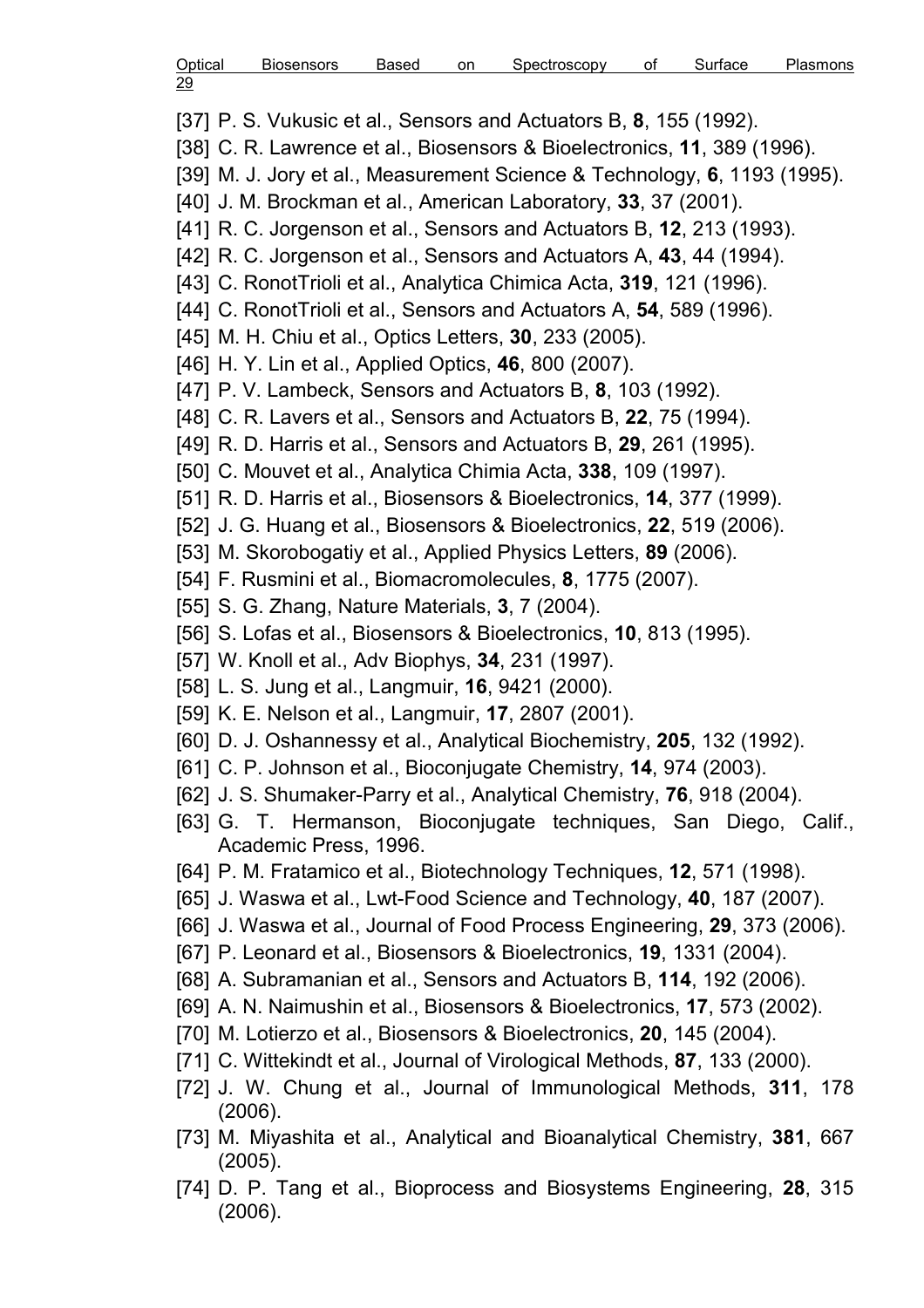[37] P. S. Vukusic et al., Sensors and Actuators B, **8**, 155 (1992).

[38] C. R. Lawrence et al., Biosensors & Bioelectronics, **11**, 389 (1996).

[39] M. J. Jory et al., Measurement Science & Technology, **6**, 1193 (1995).

[40] J. M. Brockman et al., American Laboratory, **33**, 37 (2001).

[41] R. C. Jorgenson et al., Sensors and Actuators B, **12**, 213 (1993).

[42] R. C. Jorgenson et al., Sensors and Actuators A, **43**, 44 (1994).

[43] C. RonotTrioli et al., Analytica Chimica Acta, **319**, 121 (1996).

[44] C. RonotTrioli et al., Sensors and Actuators A, **54**, 589 (1996).

[45] M. H. Chiu et al., Optics Letters, **30**, 233 (2005).

[46] H. Y. Lin et al., Applied Optics, **46**, 800 (2007).

[47] P. V. Lambeck, Sensors and Actuators B, **8**, 103 (1992).

[48] C. R. Lavers et al., Sensors and Actuators B, **22**, 75 (1994).

[49] R. D. Harris et al., Sensors and Actuators B, **29**, 261 (1995).

[50] C. Mouvet et al., Analytica Chimia Acta, **338**, 109 (1997).

[51] R. D. Harris et al., Biosensors & Bioelectronics, **14**, 377 (1999).

[52] J. G. Huang et al., Biosensors & Bioelectronics, **22**, 519 (2006).

[53] M. Skorobogatiy et al., Applied Physics Letters, **89** (2006).

[54] F. Rusmini et al., Biomacromolecules, **8**, 1775 (2007).

[55] S. G. Zhang, Nature Materials, **3**, 7 (2004).

[56] S. Lofas et al., Biosensors & Bioelectronics, **10**, 813 (1995).

[57] W. Knoll et al., Adv Biophys, **34**, 231 (1997).

[58] L. S. Jung et al., Langmuir, **16**, 9421 (2000).

[59] K. E. Nelson et al., Langmuir, **17**, 2807 (2001).

[60] D. J. Oshannessy et al., Analytical Biochemistry, **205**, 132 (1992).

[61] C. P. Johnson et al., Bioconjugate Chemistry, **14**, 974 (2003).

[62] J. S. Shumaker-Parry et al., Analytical Chemistry, **76**, 918 (2004).

[63] G. T. Hermanson, Bioconjugate techniques, San Diego, Calif., Academic Press, 1996.

[64] P. M. Fratamico et al., Biotechnology Techniques, **12**, 571 (1998).

[65] J. Waswa et al., Lwt-Food Science and Technology, **40**, 187 (2007).

[66] J. Waswa et al., Journal of Food Process Engineering, **29**, 373 (2006).

[67] P. Leonard et al., Biosensors & Bioelectronics, **19**, 1331 (2004).

[68] A. Subramanian et al., Sensors and Actuators B, **114**, 192 (2006).

[69] A. N. Naimushin et al., Biosensors & Bioelectronics, **17**, 573 (2002).

[70] M. Lotierzo et al., Biosensors & Bioelectronics, **20**, 145 (2004).

[71] C. Wittekindt et al., Journal of Virological Methods, **87**, 133 (2000).

[72] J. W. Chung et al., Journal of Immunological Methods, **311**, 178 (2006).

[73] M. Miyashita et al., Analytical and Bioanalytical Chemistry, **381**, 667 (2005).

[74] D. P. Tang et al., Bioprocess and Biosystems Engineering, **28**, 315 (2006).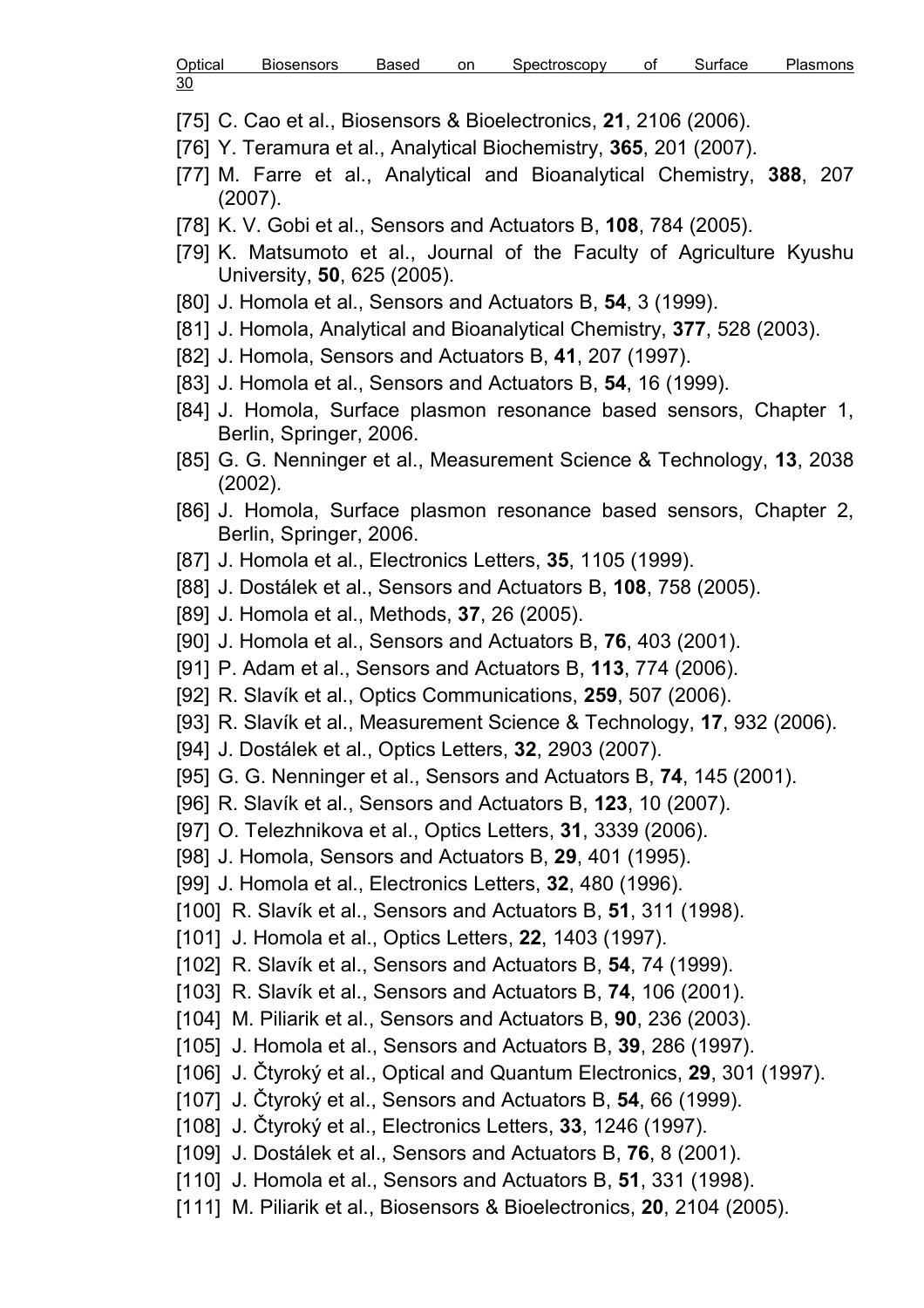[75] C. Cao et al., Biosensors & Bioelectronics, **21**, 2106 (2006).

[76] Y. Teramura et al., Analytical Biochemistry, **365**, 201 (2007).

[77] M. Farre et al., Analytical and Bioanalytical Chemistry, **388**, 207 (2007).

[78] K. V. Gobi et al., Sensors and Actuators B, **108**, 784 (2005).

[79] K. Matsumoto et al., Journal of the Faculty of Agriculture Kyushu University, **50**, 625 (2005).

[80] J. Homola et al., Sensors and Actuators B, **54**, 3 (1999).

[81] J. Homola, Analytical and Bioanalytical Chemistry, **377**, 528 (2003).

[82] J. Homola, Sensors and Actuators B, **41**, 207 (1997).

[83] J. Homola et al., Sensors and Actuators B, **54**, 16 (1999).

[84] J. Homola, Surface plasmon resonance based sensors, Chapter 1, Berlin, Springer, 2006.

[85] G. G. Nenninger et al., Measurement Science & Technology, **13**, 2038 (2002).

[86] J. Homola, Surface plasmon resonance based sensors, Chapter 2, Berlin, Springer, 2006.

[87] J. Homola et al., Electronics Letters, **35**, 1105 (1999).

[88] J. Dostálek et al., Sensors and Actuators B, **108**, 758 (2005).

[89] J. Homola et al., Methods, **37**, 26 (2005).

[90] J. Homola et al., Sensors and Actuators B, **76**, 403 (2001).

[91] P. Adam et al., Sensors and Actuators B, **113**, 774 (2006).

[92] R. Slavík et al., Optics Communications, **259**, 507 (2006).

[93] R. Slavík et al., Measurement Science & Technology, **17**, 932 (2006).

[94] J. Dostálek et al., Optics Letters, **32**, 2903 (2007).

[95] G. G. Nenninger et al., Sensors and Actuators B, **74**, 145 (2001).

[96] R. Slavík et al., Sensors and Actuators B, **123**, 10 (2007).

[97] O. Telezhnikova et al., Optics Letters, **31**, 3339 (2006).

[98] J. Homola, Sensors and Actuators B, **29**, 401 (1995).

[99] J. Homola et al., Electronics Letters, **32**, 480 (1996).

[100] R. Slavík et al., Sensors and Actuators B, **51**, 311 (1998).

[101] J. Homola et al., Optics Letters, **22**, 1403 (1997).

[102] R. Slavík et al., Sensors and Actuators B, **54**, 74 (1999).

[103] R. Slavík et al., Sensors and Actuators B, **74**, 106 (2001).

[104] M. Piliarik et al., Sensors and Actuators B, **90**, 236 (2003).

[105] J. Homola et al., Sensors and Actuators B, **39**, 286 (1997).

[106] J. Čtyroký et al., Optical and Quantum Electronics, **29**, 301 (1997).

[107] J. Čtyroký et al., Sensors and Actuators B, **54**, 66 (1999).

[108] J. Čtyroký et al., Electronics Letters, **33**, 1246 (1997).

[109] J. Dostálek et al., Sensors and Actuators B, **76**, 8 (2001).

[110] J. Homola et al., Sensors and Actuators B, **51**, 331 (1998).

[111] M. Piliarik et al., Biosensors & Bioelectronics, **20**, 2104 (2005).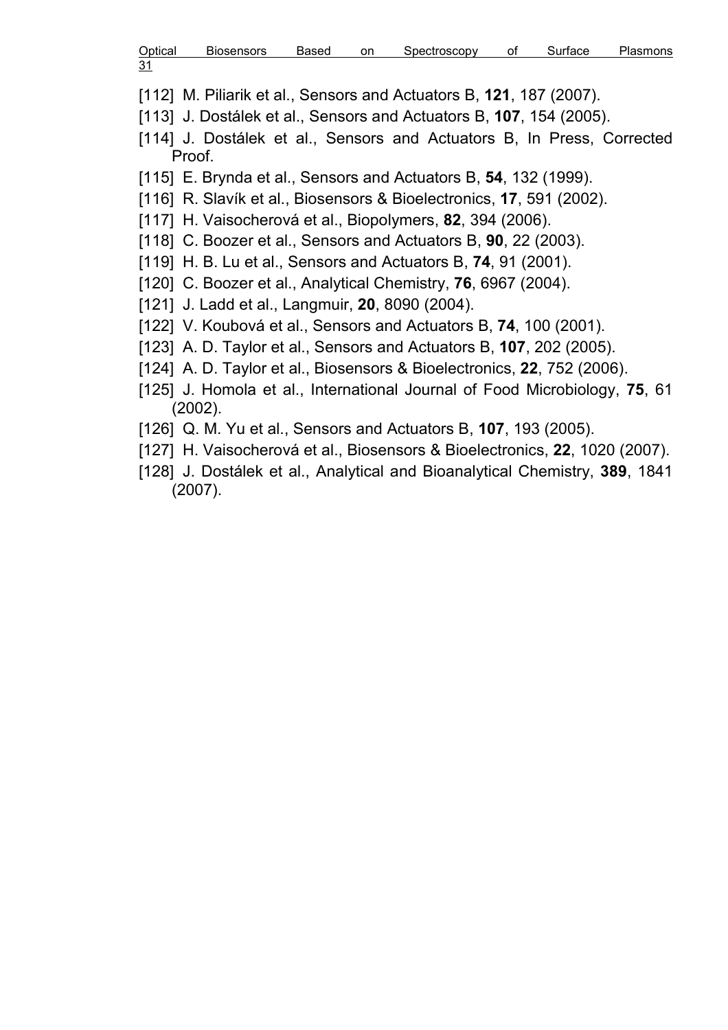[112] M. Piliarik et al., Sensors and Actuators B, **121**, 187 (2007).

[113] J. Dostálek et al., Sensors and Actuators B, **107**, 154 (2005).

[114] J. Dostálek et al., Sensors and Actuators B, In Press, Corrected Proof.

[115] E. Brynda et al., Sensors and Actuators B, **54**, 132 (1999).

[116] R. Slavík et al., Biosensors & Bioelectronics, **17**, 591 (2002).

[117] H. Vaisocherová et al., Biopolymers, **82**, 394 (2006).

[118] C. Boozer et al., Sensors and Actuators B, **90**, 22 (2003).

[119] H. B. Lu et al., Sensors and Actuators B, **74**, 91 (2001).

[120] C. Boozer et al., Analytical Chemistry, **76**, 6967 (2004).

[121] J. Ladd et al., Langmuir, **20**, 8090 (2004).

[122] V. Koubová et al., Sensors and Actuators B, **74**, 100 (2001).

[123] A. D. Taylor et al., Sensors and Actuators B, **107**, 202 (2005).

[124] A. D. Taylor et al., Biosensors & Bioelectronics, **22**, 752 (2006).

[125] J. Homola et al., International Journal of Food Microbiology, **75**, 61 (2002).

[126] Q. M. Yu et al., Sensors and Actuators B, **107**, 193 (2005).

[127] H. Vaisocherová et al., Biosensors & Bioelectronics, **22**, 1020 (2007).

[128] J. Dostálek et al., Analytical and Bioanalytical Chemistry, **389**, 1841 (2007).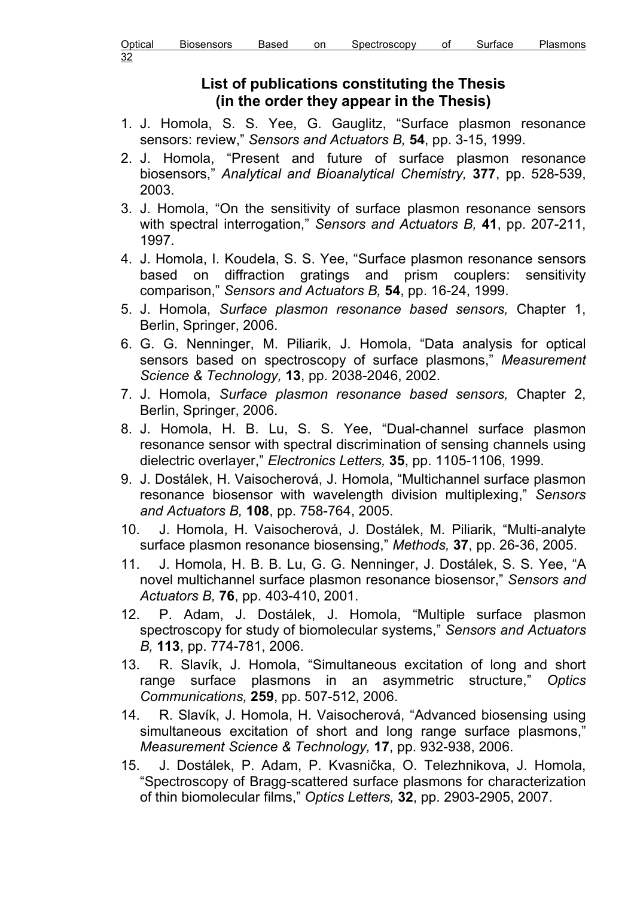## List of publications constituting the Thesis (in the order they appear in the Thesis)

1. J. Homola, S. S. Yee, G. Gauglitz, "Surface plasmon resonance sensors: review," *Sensors and Actuators B,* **54**, pp. 3-15, 1999.
2. J. Homola, "Present and future of surface plasmon resonance biosensors," *Analytical and Bioanalytical Chemistry,* **377**, pp. 528-539, 2003.
3. J. Homola, "On the sensitivity of surface plasmon resonance sensors with spectral interrogation," *Sensors and Actuators B,* **41**, pp. 207-211, 1997.
4. J. Homola, I. Koudela, S. S. Yee, "Surface plasmon resonance sensors based on diffraction gratings and prism couplers: sensitivity comparison," *Sensors and Actuators B,* **54**, pp. 16-24, 1999.
5. J. Homola, *Surface plasmon resonance based sensors,* Chapter 1, Berlin, Springer, 2006.
6. G. G. Nenninger, M. Piliarik, J. Homola, "Data analysis for optical sensors based on spectroscopy of surface plasmons," *Measurement Science & Technology,* **13**, pp. 2038-2046, 2002.
7. J. Homola, *Surface plasmon resonance based sensors,* Chapter 2, Berlin, Springer, 2006.
8. J. Homola, H. B. Lu, S. S. Yee, "Dual-channel surface plasmon resonance sensor with spectral discrimination of sensing channels using dielectric overlayer," *Electronics Letters,* **35**, pp. 1105-1106, 1999.
9. J. Dostálek, H. Vaisocherová, J. Homola, "Multichannel surface plasmon resonance biosensor with wavelength division multiplexing," *Sensors and Actuators B,* **108**, pp. 758-764, 2005.
10. J. Homola, H. Vaisocherová, J. Dostálek, M. Piliarik, "Multi-analyte surface plasmon resonance biosensing," *Methods,* **37**, pp. 26-36, 2005.
11. J. Homola, H. B. B. Lu, G. G. Nenninger, J. Dostálek, S. S. Yee, "A novel multichannel surface plasmon resonance biosensor," *Sensors and Actuators B,* **76**, pp. 403-410, 2001.
12. P. Adam, J. Dostálek, J. Homola, "Multiple surface plasmon spectroscopy for study of biomolecular systems," *Sensors and Actuators B,* **113**, pp. 774-781, 2006.
13. R. Slavík, J. Homola, "Simultaneous excitation of long and short range surface plasmons in an asymmetric structure," *Optics Communications,* **259**, pp. 507-512, 2006.
14. R. Slavík, J. Homola, H. Vaisocherová, "Advanced biosensing using simultaneous excitation of short and long range surface plasmons," *Measurement Science & Technology,* **17**, pp. 932-938, 2006.
15. J. Dostálek, P. Adam, P. Kvasnička, O. Telezhnikova, J. Homola, "Spectroscopy of Bragg-scattered surface plasmons for characterization of thin biomolecular films," *Optics Letters,* **32**, pp. 2903-2905, 2007.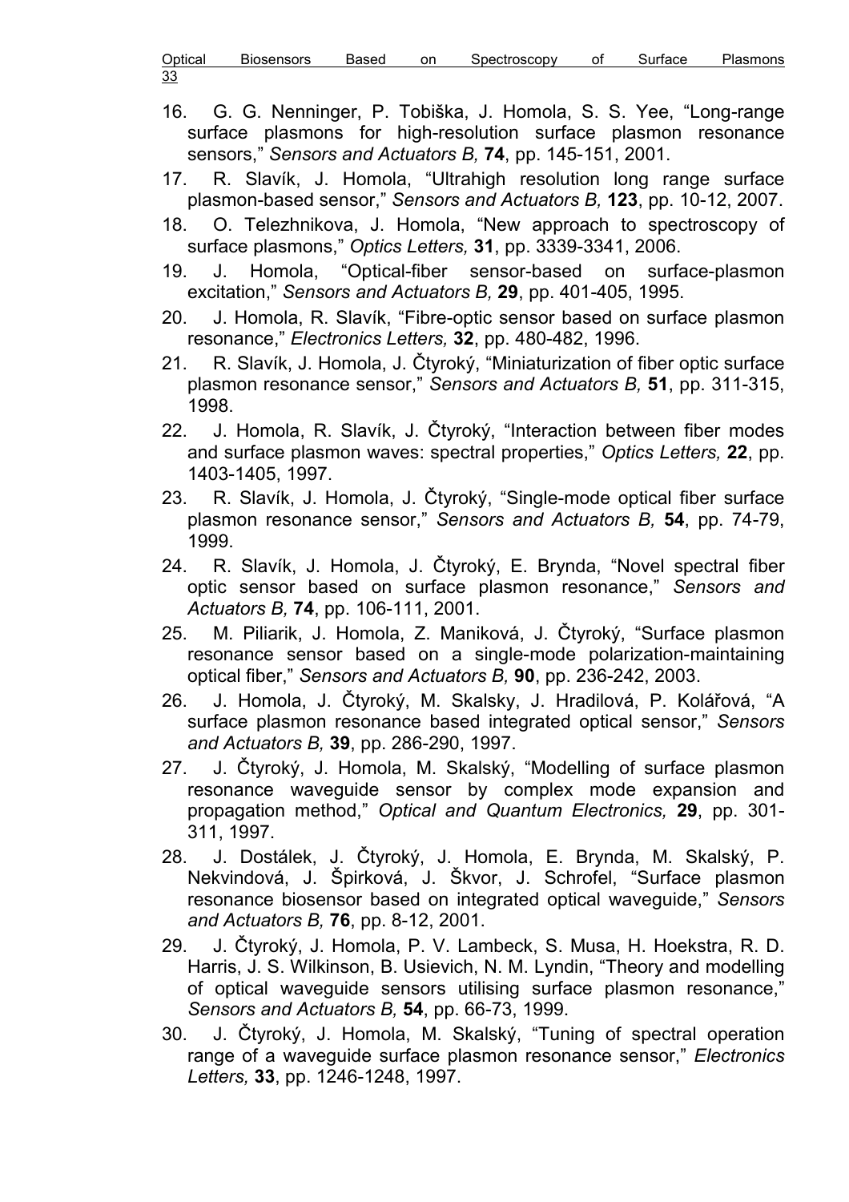16. G. G. Nenninger, P. Tobiška, J. Homola, S. S. Yee, "Long-range surface plasmons for high-resolution surface plasmon resonance sensors," *Sensors and Actuators B,* **74**, pp. 145-151, 2001.
17. R. Slavík, J. Homola, "Ultrahigh resolution long range surface plasmon-based sensor," *Sensors and Actuators B,* **123**, pp. 10-12, 2007.
18. O. Telezhnikova, J. Homola, "New approach to spectroscopy of surface plasmons," *Optics Letters,* **31**, pp. 3339-3341, 2006.
19. J. Homola, "Optical-fiber sensor-based on surface-plasmon excitation," *Sensors and Actuators B,* **29**, pp. 401-405, 1995.
20. J. Homola, R. Slavík, "Fibre-optic sensor based on surface plasmon resonance," *Electronics Letters,* **32**, pp. 480-482, 1996.
21. R. Slavík, J. Homola, J. Čtyroký, "Miniaturization of fiber optic surface plasmon resonance sensor," *Sensors and Actuators B,* **51**, pp. 311-315, 1998.
22. J. Homola, R. Slavík, J. Čtyroký, "Interaction between fiber modes and surface plasmon waves: spectral properties," *Optics Letters,* **22**, pp. 1403-1405, 1997.
23. R. Slavík, J. Homola, J. Čtyroký, "Single-mode optical fiber surface plasmon resonance sensor," *Sensors and Actuators B,* **54**, pp. 74-79, 1999.
24. R. Slavík, J. Homola, J. Čtyroký, E. Brynda, "Novel spectral fiber optic sensor based on surface plasmon resonance," *Sensors and Actuators B,* **74**, pp. 106-111, 2001.
25. M. Piliarik, J. Homola, Z. Maniková, J. Čtyroký, "Surface plasmon resonance sensor based on a single-mode polarization-maintaining optical fiber," *Sensors and Actuators B,* **90**, pp. 236-242, 2003.
26. J. Homola, J. Čtyroký, M. Skalsky, J. Hradilová, P. Kolářová, "A surface plasmon resonance based integrated optical sensor," *Sensors and Actuators B,* **39**, pp. 286-290, 1997.
27. J. Čtyroký, J. Homola, M. Skalský, "Modelling of surface plasmon resonance waveguide sensor by complex mode expansion and propagation method," *Optical and Quantum Electronics,* **29**, pp. 301-311, 1997.
28. J. Dostálek, J. Čtyroký, J. Homola, E. Brynda, M. Skalský, P. Nekvindová, J. Špirková, J. Škvor, J. Schrofel, "Surface plasmon resonance biosensor based on integrated optical waveguide," *Sensors and Actuators B,* **76**, pp. 8-12, 2001.
29. J. Čtyroký, J. Homola, P. V. Lambeck, S. Musa, H. Hoekstra, R. D. Harris, J. S. Wilkinson, B. Usievich, N. M. Lyndin, "Theory and modelling of optical waveguide sensors utilising surface plasmon resonance," *Sensors and Actuators B,* **54**, pp. 66-73, 1999.
30. J. Čtyroký, J. Homola, M. Skalský, "Tuning of spectral operation range of a waveguide surface plasmon resonance sensor," *Electronics Letters,* **33**, pp. 1246-1248, 1997.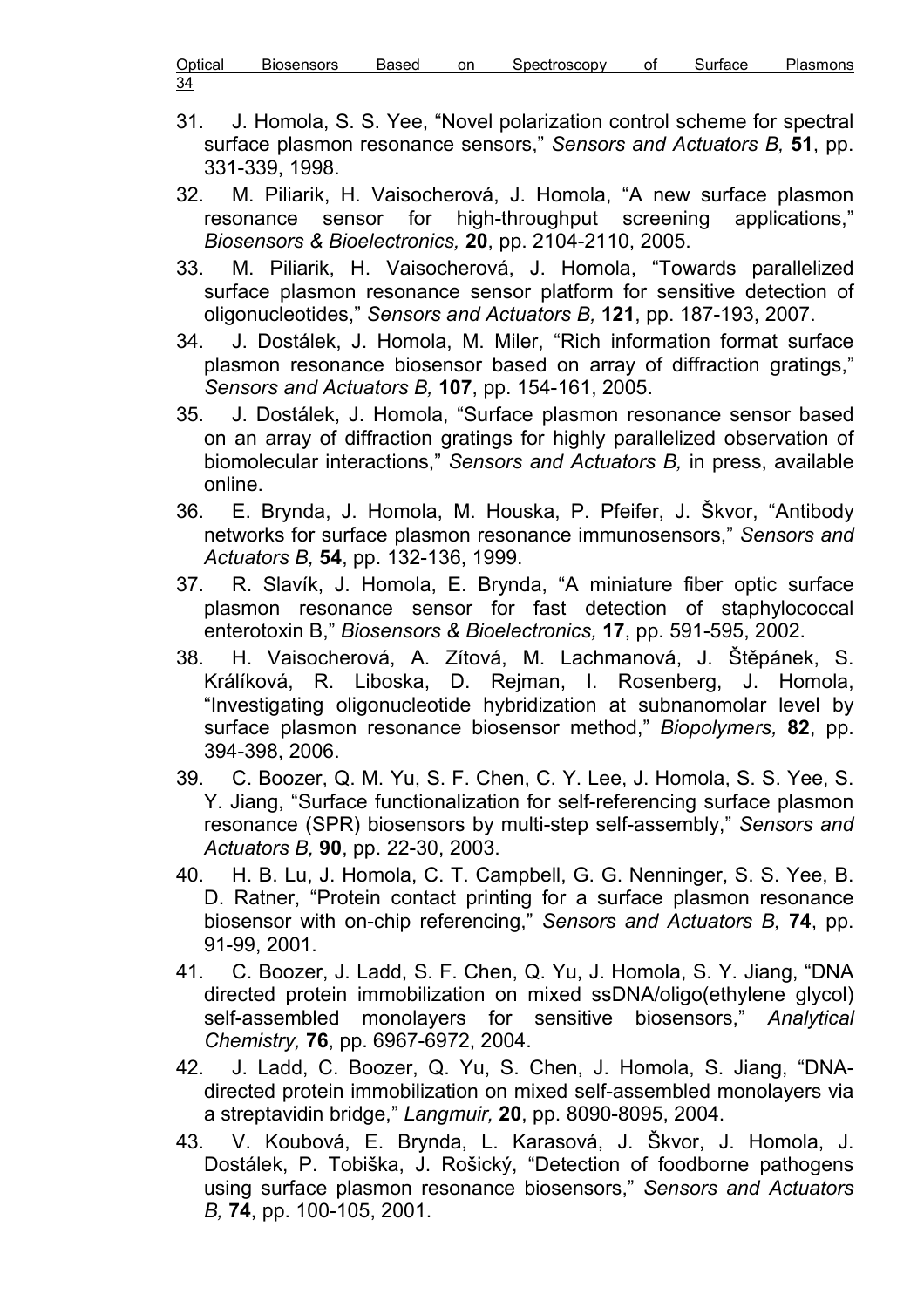31. J. Homola, S. S. Yee, “Novel polarization control scheme for spectral surface plasmon resonance sensors,” *Sensors and Actuators B,* **51**, pp. 331-339, 1998.
32. M. Piliarik, H. Vaisocherová, J. Homola, “A new surface plasmon resonance sensor for high-throughput screening applications,” *Biosensors & Bioelectronics,* **20**, pp. 2104-2110, 2005.
33. M. Piliarik, H. Vaisocherová, J. Homola, “Towards parallelized surface plasmon resonance sensor platform for sensitive detection of oligonucleotides,” *Sensors and Actuators B,* **121**, pp. 187-193, 2007.
34. J. Dostálek, J. Homola, M. Miler, “Rich information format surface plasmon resonance biosensor based on array of diffraction gratings,” *Sensors and Actuators B,* **107**, pp. 154-161, 2005.
35. J. Dostálek, J. Homola, “Surface plasmon resonance sensor based on an array of diffraction gratings for highly parallelized observation of biomolecular interactions,” *Sensors and Actuators B,* in press, available online.
36. E. Brynda, J. Homola, M. Houska, P. Pfeifer, J. Škvor, “Antibody networks for surface plasmon resonance immunosensors,” *Sensors and Actuators B,* **54**, pp. 132-136, 1999.
37. R. Slavík, J. Homola, E. Brynda, “A miniature fiber optic surface plasmon resonance sensor for fast detection of staphylococcal enterotoxin B,” *Biosensors & Bioelectronics,* **17**, pp. 591-595, 2002.
38. H. Vaisocherová, A. Zítová, M. Lachmanová, J. Štěpánek, S. Králíková, R. Liboska, D. Rejman, I. Rosenberg, J. Homola, “Investigating oligonucleotide hybridization at subnanomolar level by surface plasmon resonance biosensor method,” *Biopolymers,* **82**, pp. 394-398, 2006.
39. C. Boozer, Q. M. Yu, S. F. Chen, C. Y. Lee, J. Homola, S. S. Yee, S. Y. Jiang, “Surface functionalization for self-referencing surface plasmon resonance (SPR) biosensors by multi-step self-assembly,” *Sensors and Actuators B,* **90**, pp. 22-30, 2003.
40. H. B. Lu, J. Homola, C. T. Campbell, G. G. Nenninger, S. S. Yee, B. D. Ratner, “Protein contact printing for a surface plasmon resonance biosensor with on-chip referencing,” *Sensors and Actuators B,* **74**, pp. 91-99, 2001.
41. C. Boozer, J. Ladd, S. F. Chen, Q. Yu, J. Homola, S. Y. Jiang, “DNA directed protein immobilization on mixed ssDNA/oligo(ethylene glycol) self-assembled monolayers for sensitive biosensors,” *Analytical Chemistry,* **76**, pp. 6967-6972, 2004.
42. J. Ladd, C. Boozer, Q. Yu, S. Chen, J. Homola, S. Jiang, “DNA-directed protein immobilization on mixed self-assembled monolayers via a streptavidin bridge,” *Langmuir,* **20**, pp. 8090-8095, 2004.
43. V. Koubová, E. Brynda, L. Karasová, J. Škvor, J. Homola, J. Dostálek, P. Tobiška, J. Rošický, “Detection of foodborne pathogens using surface plasmon resonance biosensors,” *Sensors and Actuators B,* **74**, pp. 100-105, 2001.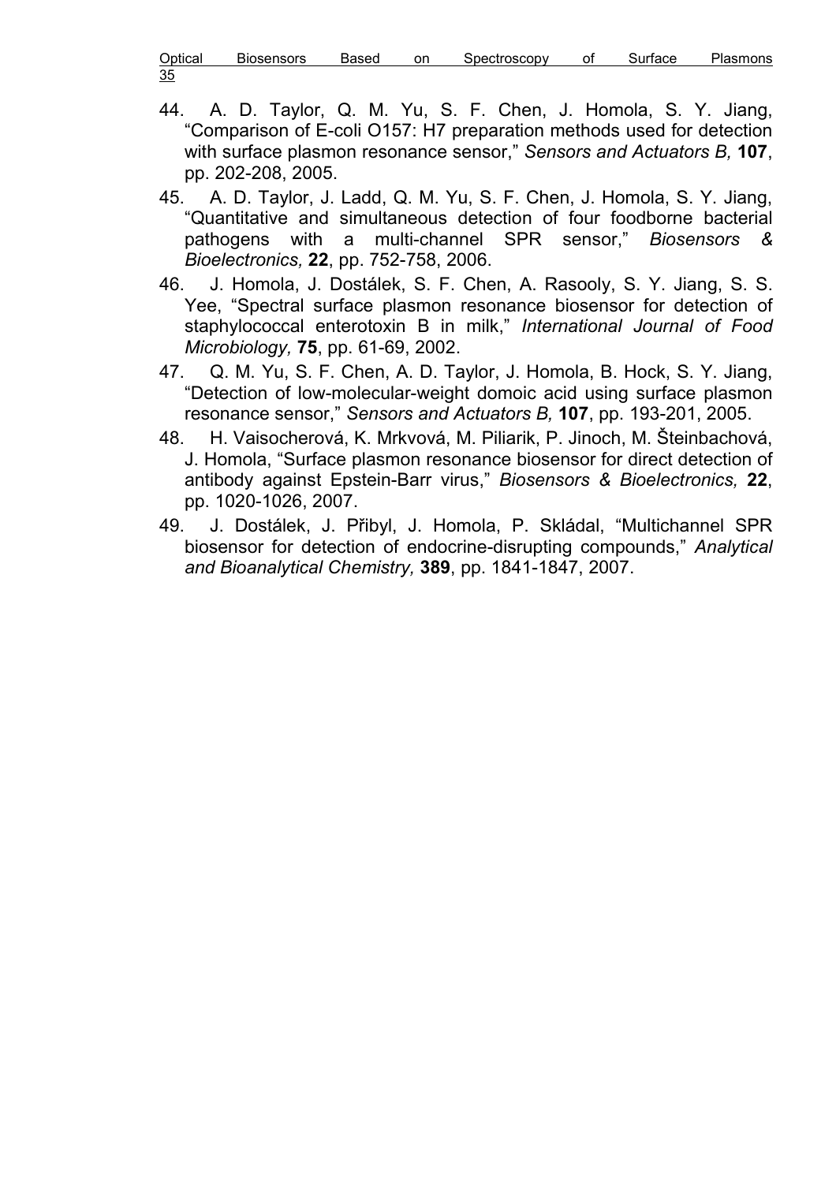44. A. D. Taylor, Q. M. Yu, S. F. Chen, J. Homola, S. Y. Jiang, "Comparison of E-coli O157: H7 preparation methods used for detection with surface plasmon resonance sensor," *Sensors and Actuators B,* **107**, pp. 202-208, 2005.
45. A. D. Taylor, J. Ladd, Q. M. Yu, S. F. Chen, J. Homola, S. Y. Jiang, "Quantitative and simultaneous detection of four foodborne bacterial pathogens with a multi-channel SPR sensor," *Biosensors & Bioelectronics,* **22**, pp. 752-758, 2006.
46. J. Homola, J. Dostálek, S. F. Chen, A. Rasooly, S. Y. Jiang, S. S. Yee, "Spectral surface plasmon resonance biosensor for detection of staphylococcal enterotoxin B in milk," *International Journal of Food Microbiology,* **75**, pp. 61-69, 2002.
47. Q. M. Yu, S. F. Chen, A. D. Taylor, J. Homola, B. Hock, S. Y. Jiang, "Detection of low-molecular-weight domoic acid using surface plasmon resonance sensor," *Sensors and Actuators B,* **107**, pp. 193-201, 2005.
48. H. Vaisocherová, K. Mrkvová, M. Piliarik, P. Jinoch, M. Šteinbachová, J. Homola, "Surface plasmon resonance biosensor for direct detection of antibody against Epstein-Barr virus," *Biosensors & Bioelectronics,* **22**, pp. 1020-1026, 2007.
49. J. Dostálek, J. Přibyl, J. Homola, P. Skládal, "Multichannel SPR biosensor for detection of endocrine-disrupting compounds," *Analytical and Bioanalytical Chemistry,* **389**, pp. 1841-1847, 2007.